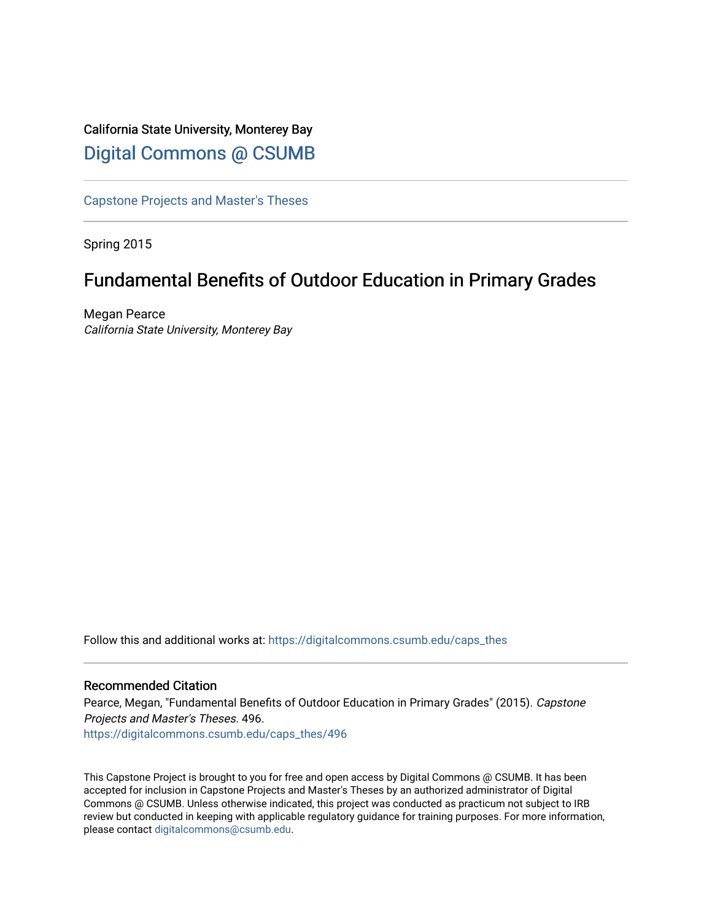California State University, Monterey Bay

[Digital Commons @ CSUMB](https://digitalcommons.csumb.edu/)

---

[Capstone Projects and Master's Theses](https://digitalcommons.csumb.edu/caps_thes)

---

Spring 2015

# Fundamental Benefits of Outdoor Education in Primary Grades

Megan Pearce

*California State University, Monterey Bay*

Follow this and additional works at: https://digitalcommons.csumb.edu/caps_thes

---

### Recommended Citation

Pearce, Megan, "Fundamental Benefits of Outdoor Education in Primary Grades" (2015). *Capstone Projects and Master's Theses*. 496.
https://digitalcommons.csumb.edu/caps_thes/496

This Capstone Project is brought to you for free and open access by Digital Commons @ CSUMB. It has been accepted for inclusion in Capstone Projects and Master's Theses by an authorized administrator of Digital Commons @ CSUMB. Unless otherwise indicated, this project was conducted as practicum not subject to IRB review but conducted in keeping with applicable regulatory guidance for training purposes. For more information, please contact digitalcommons@csumb.edu.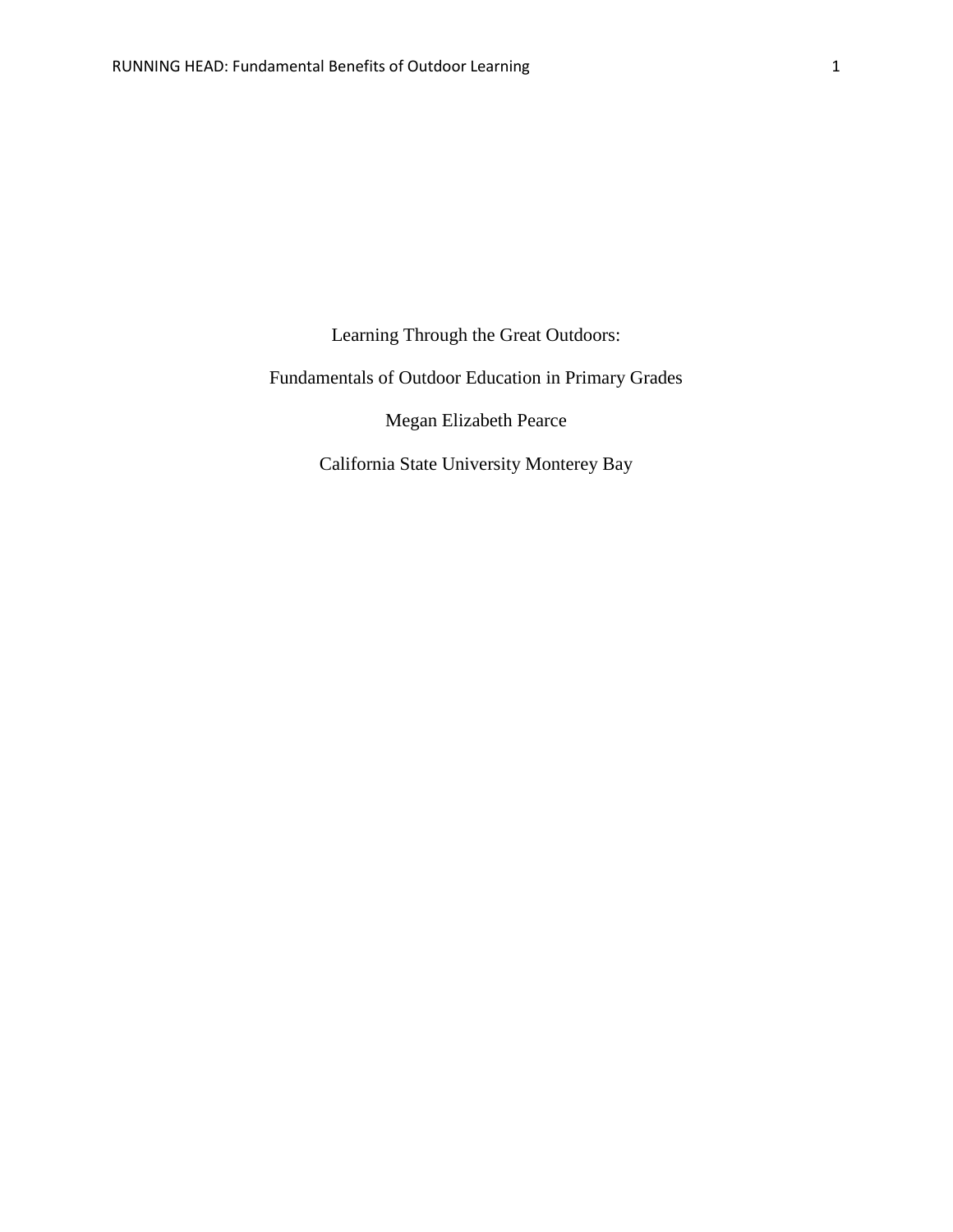Learning Through the Great Outdoors:

Fundamentals of Outdoor Education in Primary Grades

Megan Elizabeth Pearce

California State University Monterey Bay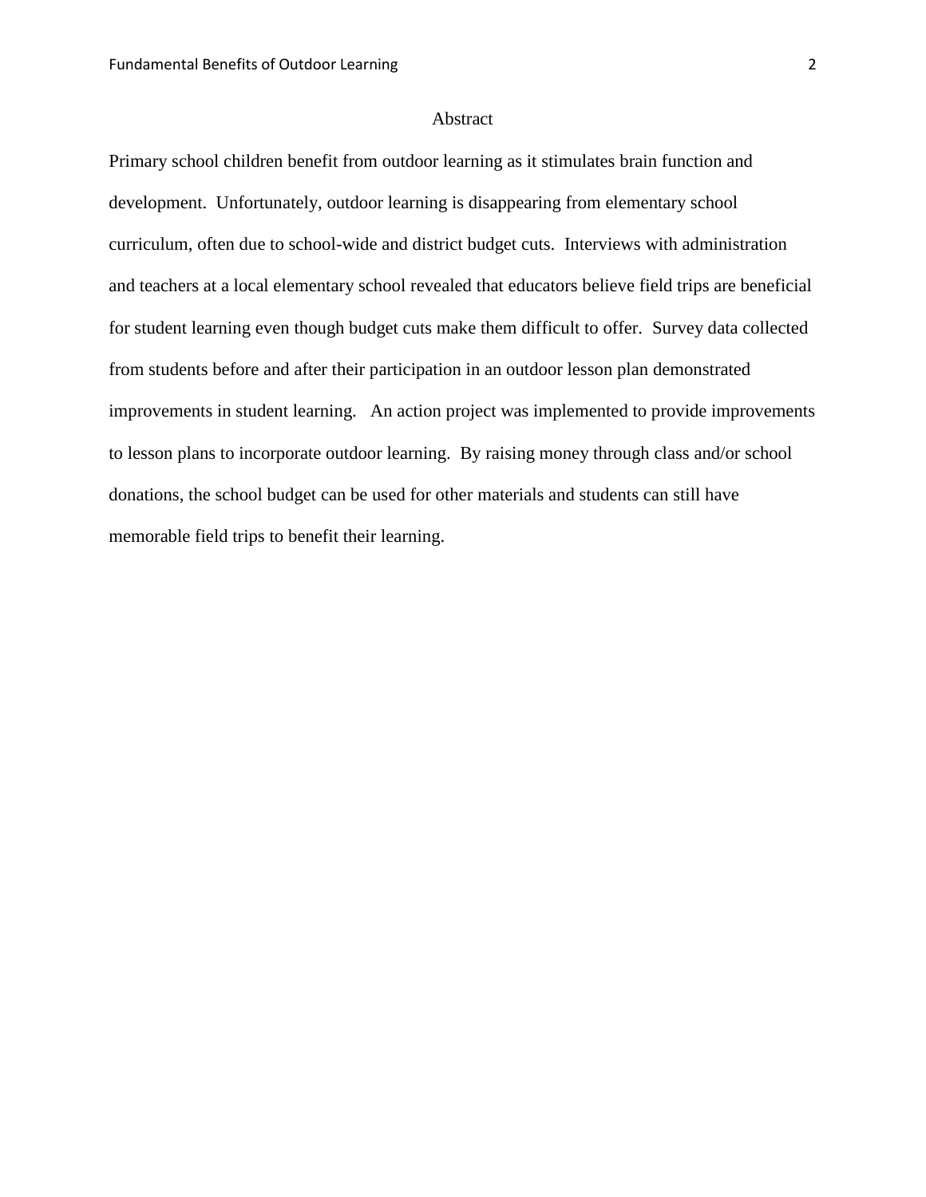# Abstract

Primary school children benefit from outdoor learning as it stimulates brain function and development. Unfortunately, outdoor learning is disappearing from elementary school curriculum, often due to school-wide and district budget cuts. Interviews with administration and teachers at a local elementary school revealed that educators believe field trips are beneficial for student learning even though budget cuts make them difficult to offer. Survey data collected from students before and after their participation in an outdoor lesson plan demonstrated improvements in student learning. An action project was implemented to provide improvements to lesson plans to incorporate outdoor learning. By raising money through class and/or school donations, the school budget can be used for other materials and students can still have memorable field trips to benefit their learning.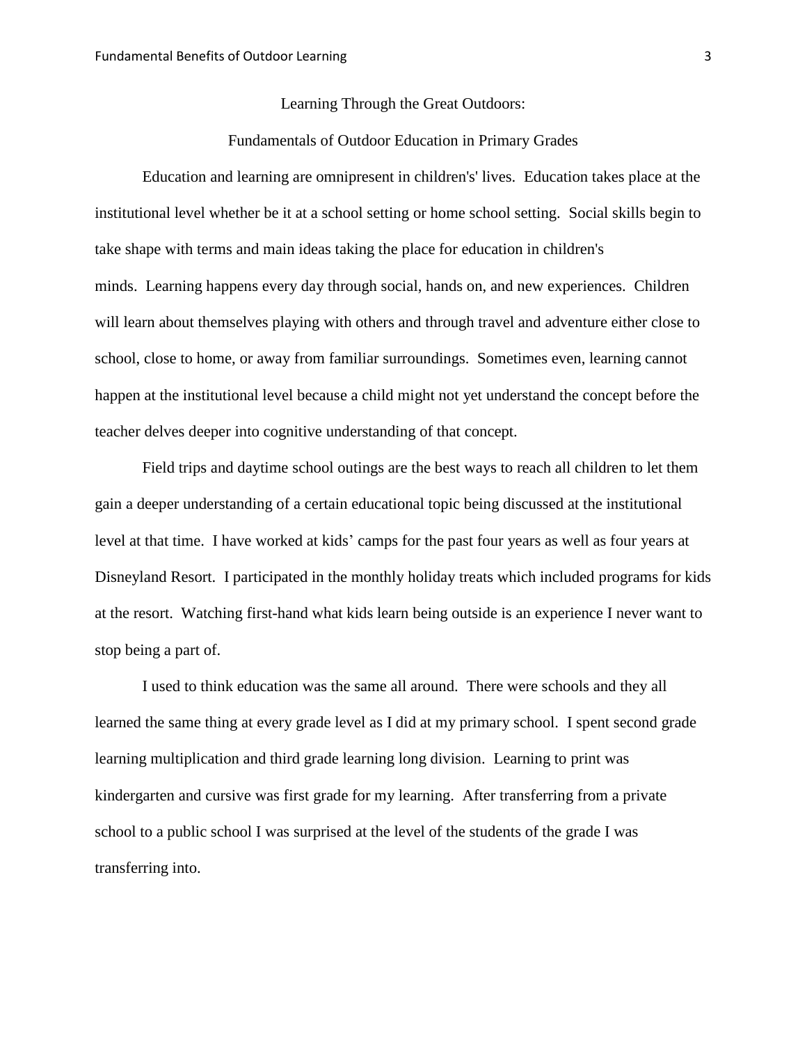## Learning Through the Great Outdoors:

## Fundamentals of Outdoor Education in Primary Grades

Education and learning are omnipresent in children's' lives. Education takes place at the institutional level whether be it at a school setting or home school setting. Social skills begin to take shape with terms and main ideas taking the place for education in children's minds. Learning happens every day through social, hands on, and new experiences. Children will learn about themselves playing with others and through travel and adventure either close to school, close to home, or away from familiar surroundings. Sometimes even, learning cannot happen at the institutional level because a child might not yet understand the concept before the teacher delves deeper into cognitive understanding of that concept.

Field trips and daytime school outings are the best ways to reach all children to let them gain a deeper understanding of a certain educational topic being discussed at the institutional level at that time. I have worked at kids' camps for the past four years as well as four years at Disneyland Resort. I participated in the monthly holiday treats which included programs for kids at the resort. Watching first-hand what kids learn being outside is an experience I never want to stop being a part of.

I used to think education was the same all around. There were schools and they all learned the same thing at every grade level as I did at my primary school. I spent second grade learning multiplication and third grade learning long division. Learning to print was kindergarten and cursive was first grade for my learning. After transferring from a private school to a public school I was surprised at the level of the students of the grade I was transferring into.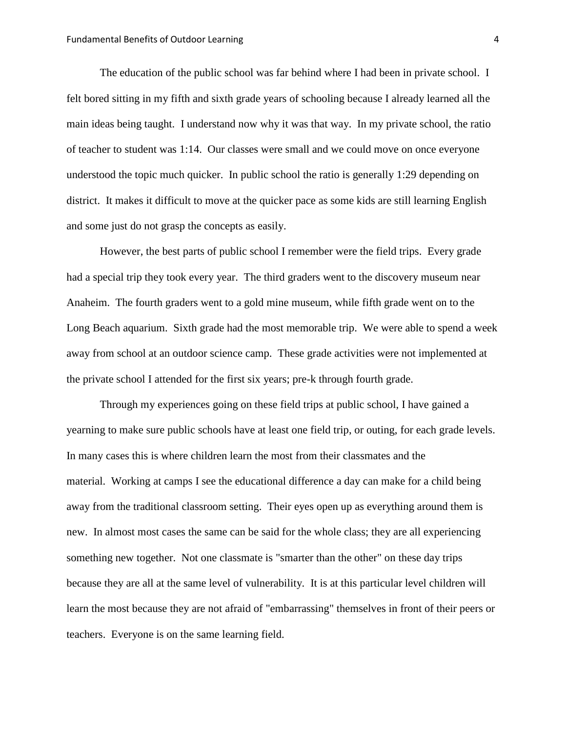The education of the public school was far behind where I had been in private school. I felt bored sitting in my fifth and sixth grade years of schooling because I already learned all the main ideas being taught. I understand now why it was that way. In my private school, the ratio of teacher to student was 1:14. Our classes were small and we could move on once everyone understood the topic much quicker. In public school the ratio is generally 1:29 depending on district. It makes it difficult to move at the quicker pace as some kids are still learning English and some just do not grasp the concepts as easily.

However, the best parts of public school I remember were the field trips. Every grade had a special trip they took every year. The third graders went to the discovery museum near Anaheim. The fourth graders went to a gold mine museum, while fifth grade went on to the Long Beach aquarium. Sixth grade had the most memorable trip. We were able to spend a week away from school at an outdoor science camp. These grade activities were not implemented at the private school I attended for the first six years; pre-k through fourth grade.

Through my experiences going on these field trips at public school, I have gained a yearning to make sure public schools have at least one field trip, or outing, for each grade levels. In many cases this is where children learn the most from their classmates and the material. Working at camps I see the educational difference a day can make for a child being away from the traditional classroom setting. Their eyes open up as everything around them is new. In almost most cases the same can be said for the whole class; they are all experiencing something new together. Not one classmate is "smarter than the other" on these day trips because they are all at the same level of vulnerability. It is at this particular level children will learn the most because they are not afraid of "embarrassing" themselves in front of their peers or teachers. Everyone is on the same learning field.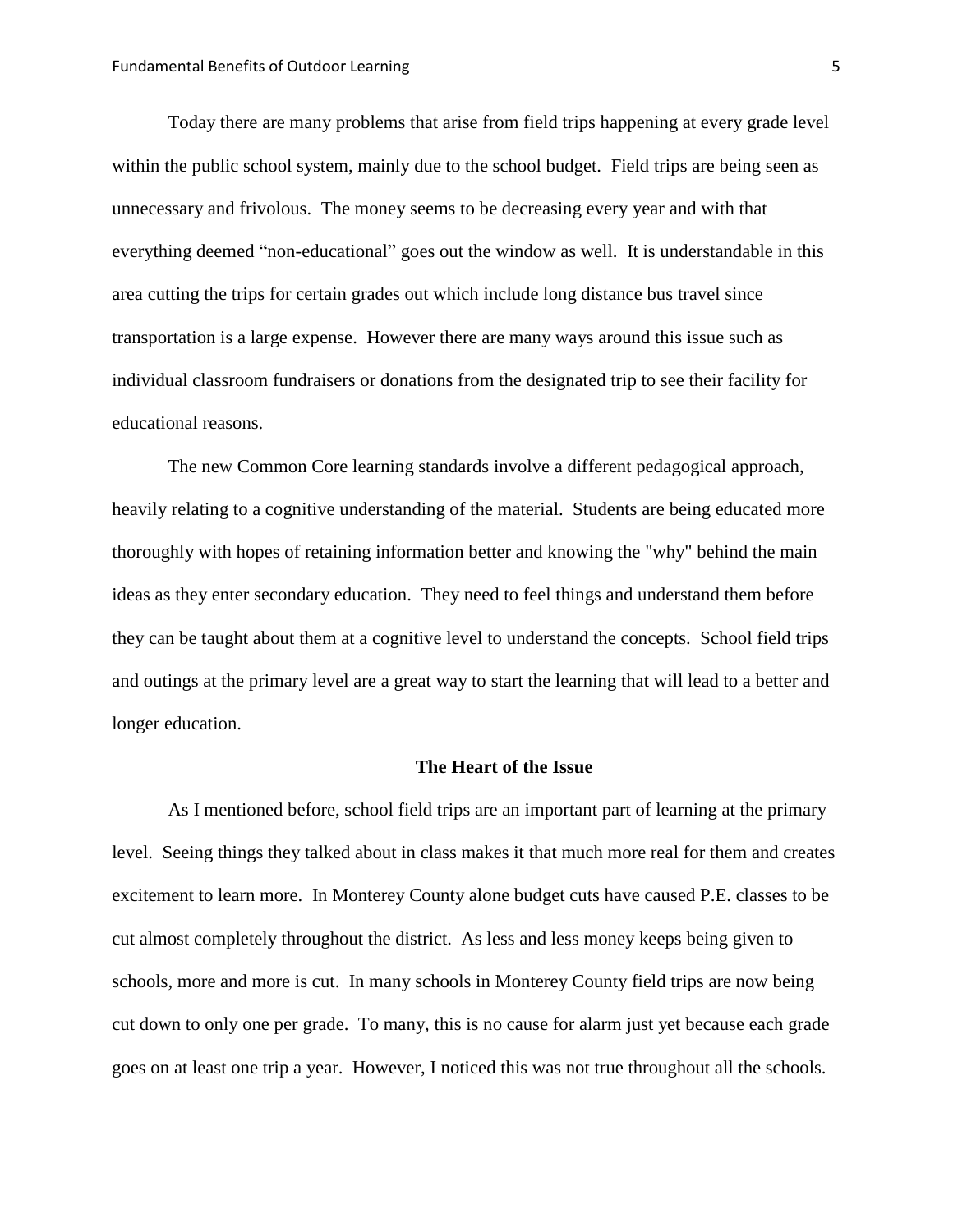Today there are many problems that arise from field trips happening at every grade level within the public school system, mainly due to the school budget. Field trips are being seen as unnecessary and frivolous. The money seems to be decreasing every year and with that everything deemed "non-educational" goes out the window as well. It is understandable in this area cutting the trips for certain grades out which include long distance bus travel since transportation is a large expense. However there are many ways around this issue such as individual classroom fundraisers or donations from the designated trip to see their facility for educational reasons.

The new Common Core learning standards involve a different pedagogical approach, heavily relating to a cognitive understanding of the material. Students are being educated more thoroughly with hopes of retaining information better and knowing the "why" behind the main ideas as they enter secondary education. They need to feel things and understand them before they can be taught about them at a cognitive level to understand the concepts. School field trips and outings at the primary level are a great way to start the learning that will lead to a better and longer education.

## The Heart of the Issue

As I mentioned before, school field trips are an important part of learning at the primary level. Seeing things they talked about in class makes it that much more real for them and creates excitement to learn more. In Monterey County alone budget cuts have caused P.E. classes to be cut almost completely throughout the district. As less and less money keeps being given to schools, more and more is cut. In many schools in Monterey County field trips are now being cut down to only one per grade. To many, this is no cause for alarm just yet because each grade goes on at least one trip a year. However, I noticed this was not true throughout all the schools.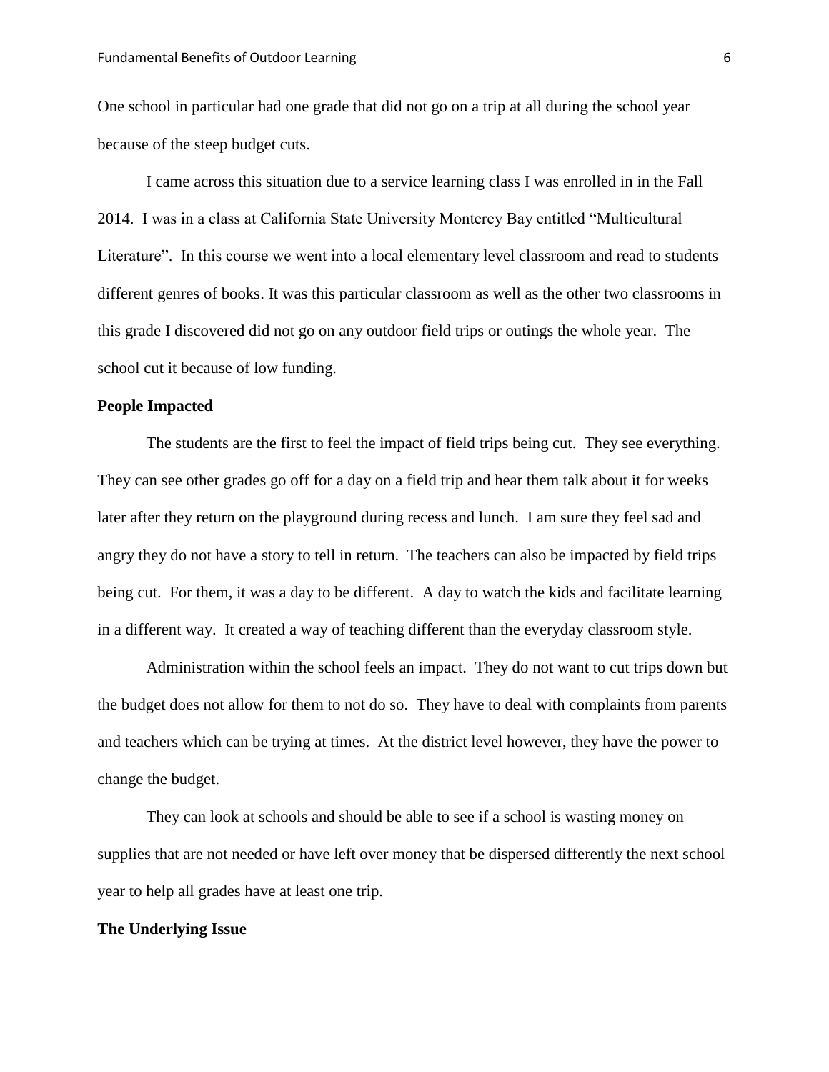One school in particular had one grade that did not go on a trip at all during the school year because of the steep budget cuts.

I came across this situation due to a service learning class I was enrolled in in the Fall 2014. I was in a class at California State University Monterey Bay entitled "Multicultural Literature". In this course we went into a local elementary level classroom and read to students different genres of books. It was this particular classroom as well as the other two classrooms in this grade I discovered did not go on any outdoor field trips or outings the whole year. The school cut it because of low funding.

**People Impacted**

The students are the first to feel the impact of field trips being cut. They see everything. They can see other grades go off for a day on a field trip and hear them talk about it for weeks later after they return on the playground during recess and lunch. I am sure they feel sad and angry they do not have a story to tell in return. The teachers can also be impacted by field trips being cut. For them, it was a day to be different. A day to watch the kids and facilitate learning in a different way. It created a way of teaching different than the everyday classroom style.

Administration within the school feels an impact. They do not want to cut trips down but the budget does not allow for them to not do so. They have to deal with complaints from parents and teachers which can be trying at times. At the district level however, they have the power to change the budget.

They can look at schools and should be able to see if a school is wasting money on supplies that are not needed or have left over money that be dispersed differently the next school year to help all grades have at least one trip.

**The Underlying Issue**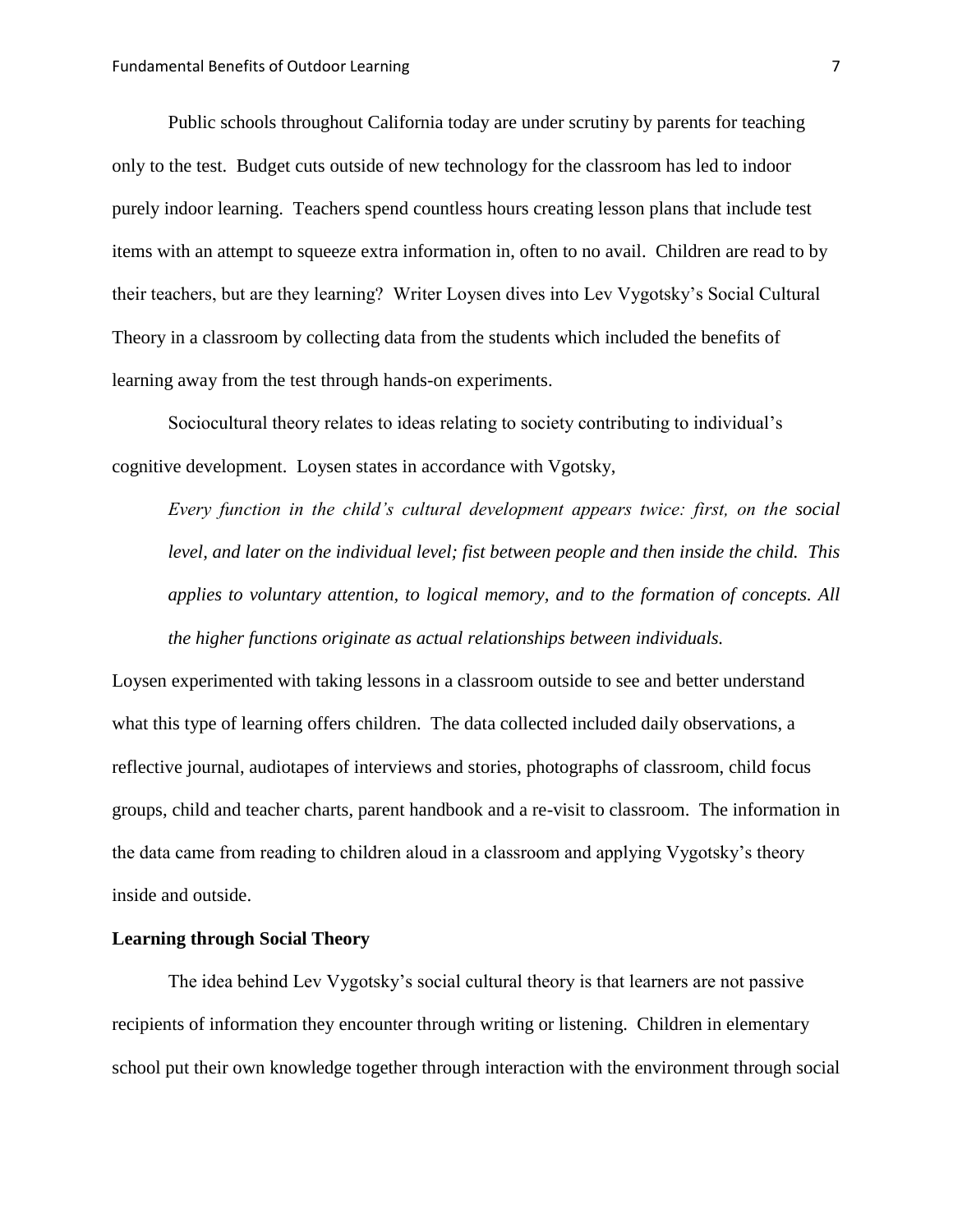Public schools throughout California today are under scrutiny by parents for teaching only to the test. Budget cuts outside of new technology for the classroom has led to indoor purely indoor learning. Teachers spend countless hours creating lesson plans that include test items with an attempt to squeeze extra information in, often to no avail. Children are read to by their teachers, but are they learning? Writer Loysen dives into Lev Vygotsky's Social Cultural Theory in a classroom by collecting data from the students which included the benefits of learning away from the test through hands-on experiments.

Sociocultural theory relates to ideas relating to society contributing to individual's cognitive development. Loysen states in accordance with Vgotsky,

> *Every function in the child's cultural development appears twice: first, on the social level, and later on the individual level; fist between people and then inside the child. This applies to voluntary attention, to logical memory, and to the formation of concepts. All the higher functions originate as actual relationships between individuals.*

Loysen experimented with taking lessons in a classroom outside to see and better understand what this type of learning offers children. The data collected included daily observations, a reflective journal, audiotapes of interviews and stories, photographs of classroom, child focus groups, child and teacher charts, parent handbook and a re-visit to classroom. The information in the data came from reading to children aloud in a classroom and applying Vygotsky's theory inside and outside.

**Learning through Social Theory**

The idea behind Lev Vygotsky's social cultural theory is that learners are not passive recipients of information they encounter through writing or listening. Children in elementary school put their own knowledge together through interaction with the environment through social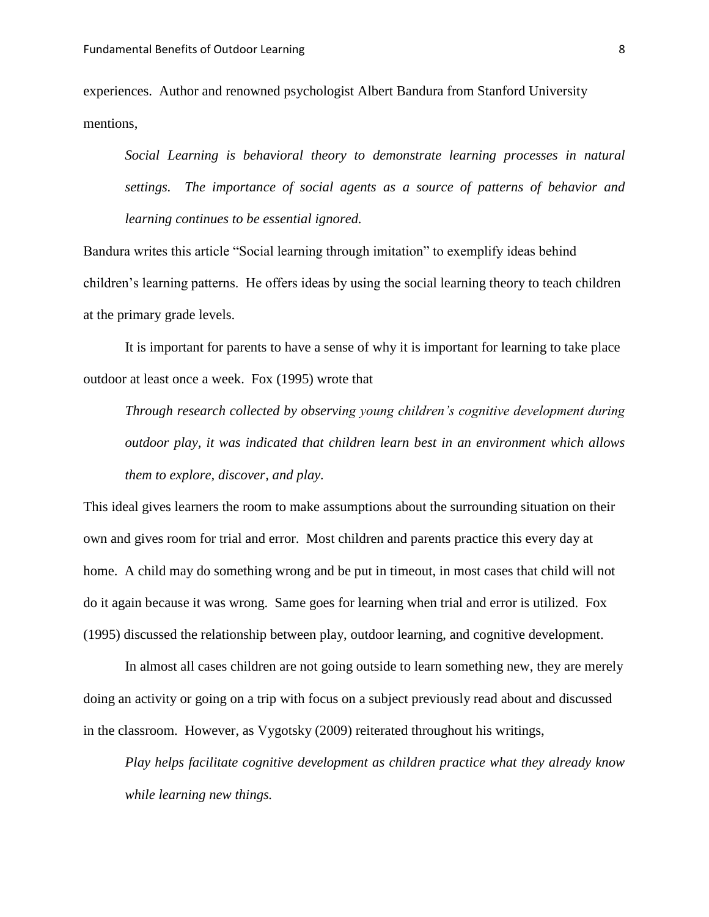experiences. Author and renowned psychologist Albert Bandura from Stanford University mentions,

> *Social Learning is behavioral theory to demonstrate learning processes in natural settings. The importance of social agents as a source of patterns of behavior and learning continues to be essential ignored.*

Bandura writes this article "Social learning through imitation" to exemplify ideas behind children's learning patterns. He offers ideas by using the social learning theory to teach children at the primary grade levels.

It is important for parents to have a sense of why it is important for learning to take place outdoor at least once a week. Fox (1995) wrote that

> *Through research collected by observing young children's cognitive development during outdoor play, it was indicated that children learn best in an environment which allows them to explore, discover, and play.*

This ideal gives learners the room to make assumptions about the surrounding situation on their own and gives room for trial and error. Most children and parents practice this every day at home. A child may do something wrong and be put in timeout, in most cases that child will not do it again because it was wrong. Same goes for learning when trial and error is utilized. Fox (1995) discussed the relationship between play, outdoor learning, and cognitive development.

In almost all cases children are not going outside to learn something new, they are merely doing an activity or going on a trip with focus on a subject previously read about and discussed in the classroom. However, as Vygotsky (2009) reiterated throughout his writings,

> *Play helps facilitate cognitive development as children practice what they already know while learning new things.*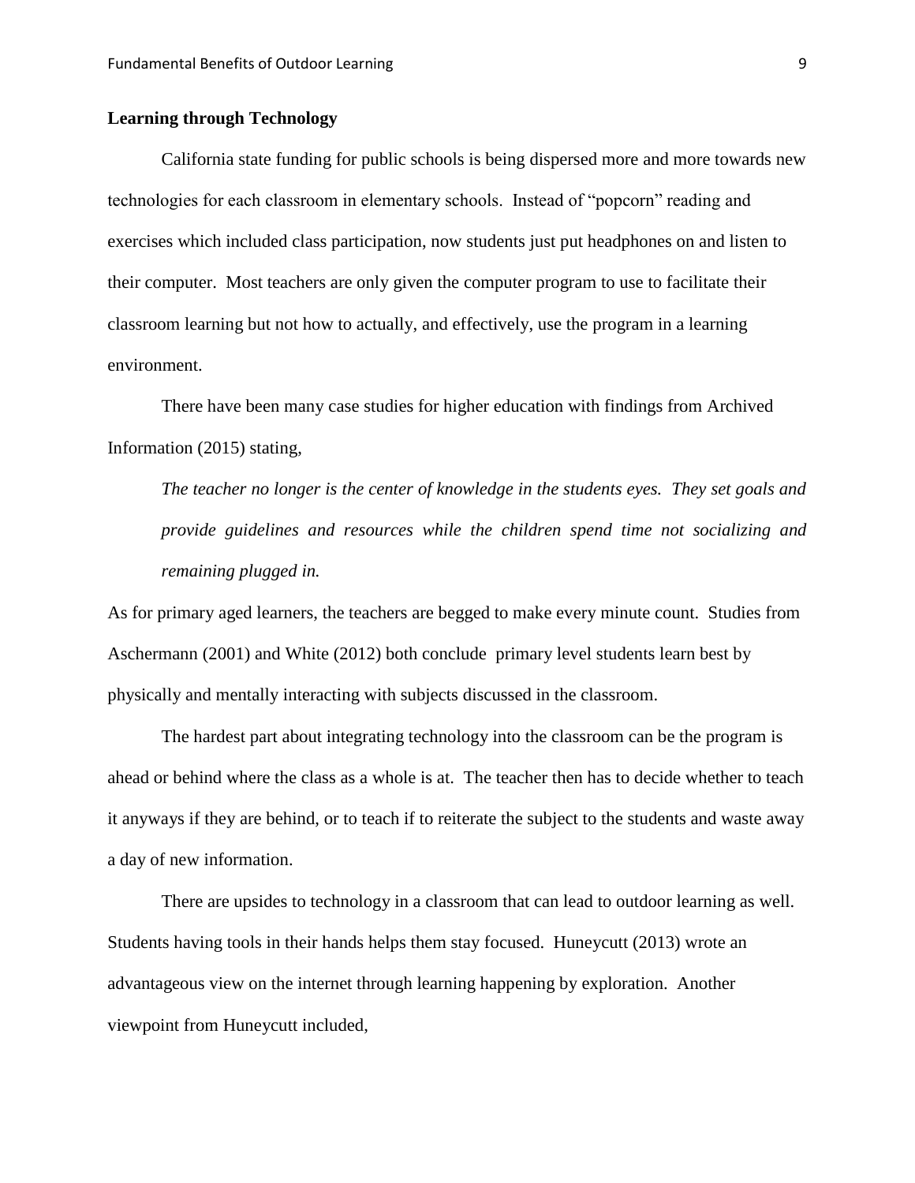**Learning through Technology**

California state funding for public schools is being dispersed more and more towards new technologies for each classroom in elementary schools. Instead of "popcorn" reading and exercises which included class participation, now students just put headphones on and listen to their computer. Most teachers are only given the computer program to use to facilitate their classroom learning but not how to actually, and effectively, use the program in a learning environment.

There have been many case studies for higher education with findings from Archived Information (2015) stating,

> *The teacher no longer is the center of knowledge in the students eyes. They set goals and provide guidelines and resources while the children spend time not socializing and remaining plugged in.*

As for primary aged learners, the teachers are begged to make every minute count. Studies from Aschermann (2001) and White (2012) both conclude primary level students learn best by physically and mentally interacting with subjects discussed in the classroom.

The hardest part about integrating technology into the classroom can be the program is ahead or behind where the class as a whole is at. The teacher then has to decide whether to teach it anyways if they are behind, or to teach if to reiterate the subject to the students and waste away a day of new information.

There are upsides to technology in a classroom that can lead to outdoor learning as well. Students having tools in their hands helps them stay focused. Huneycutt (2013) wrote an advantageous view on the internet through learning happening by exploration. Another viewpoint from Huneycutt included,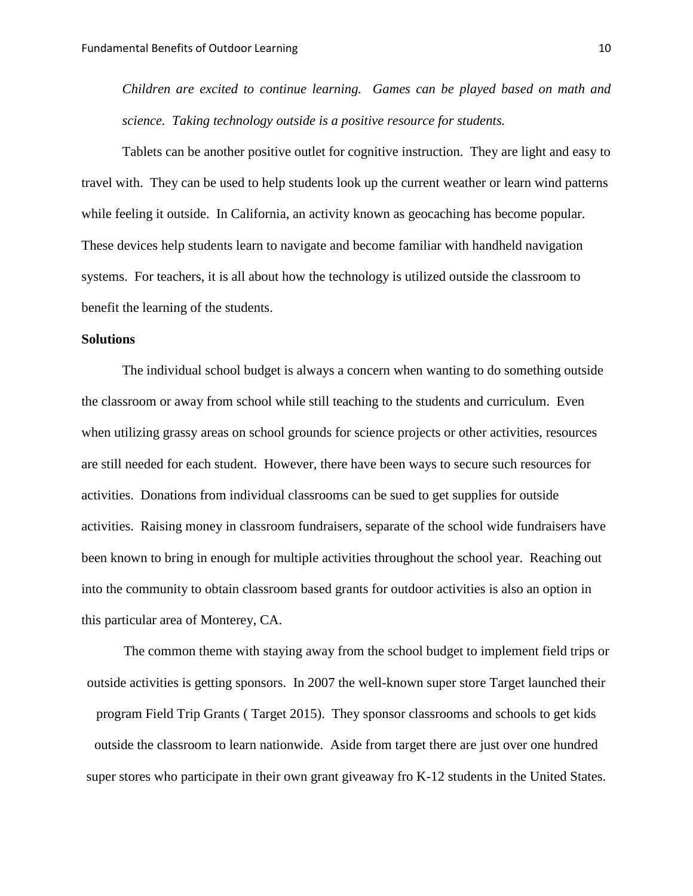*Children are excited to continue learning. Games can be played based on math and science. Taking technology outside is a positive resource for students.*

Tablets can be another positive outlet for cognitive instruction. They are light and easy to travel with. They can be used to help students look up the current weather or learn wind patterns while feeling it outside. In California, an activity known as geocaching has become popular. These devices help students learn to navigate and become familiar with handheld navigation systems. For teachers, it is all about how the technology is utilized outside the classroom to benefit the learning of the students.

**Solutions**

The individual school budget is always a concern when wanting to do something outside the classroom or away from school while still teaching to the students and curriculum. Even when utilizing grassy areas on school grounds for science projects or other activities, resources are still needed for each student. However, there have been ways to secure such resources for activities. Donations from individual classrooms can be sued to get supplies for outside activities. Raising money in classroom fundraisers, separate of the school wide fundraisers have been known to bring in enough for multiple activities throughout the school year. Reaching out into the community to obtain classroom based grants for outdoor activities is also an option in this particular area of Monterey, CA.

The common theme with staying away from the school budget to implement field trips or outside activities is getting sponsors. In 2007 the well-known super store Target launched their program Field Trip Grants ( Target 2015). They sponsor classrooms and schools to get kids outside the classroom to learn nationwide. Aside from target there are just over one hundred super stores who participate in their own grant giveaway fro K-12 students in the United States.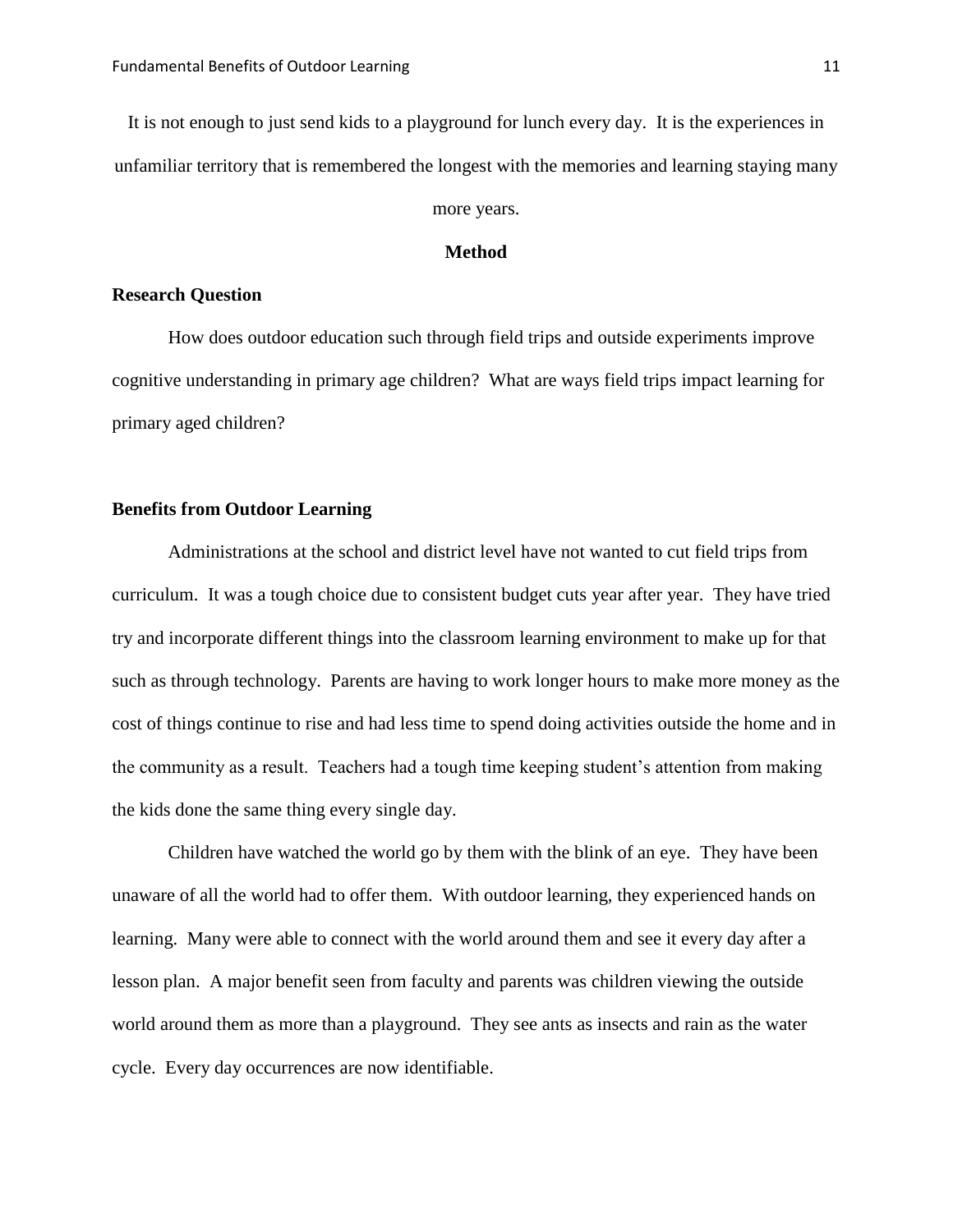It is not enough to just send kids to a playground for lunch every day. It is the experiences in unfamiliar territory that is remembered the longest with the memories and learning staying many more years.

## Method

### Research Question

How does outdoor education such through field trips and outside experiments improve cognitive understanding in primary age children? What are ways field trips impact learning for primary aged children?

### Benefits from Outdoor Learning

Administrations at the school and district level have not wanted to cut field trips from curriculum. It was a tough choice due to consistent budget cuts year after year. They have tried try and incorporate different things into the classroom learning environment to make up for that such as through technology. Parents are having to work longer hours to make more money as the cost of things continue to rise and had less time to spend doing activities outside the home and in the community as a result. Teachers had a tough time keeping student's attention from making the kids done the same thing every single day.

Children have watched the world go by them with the blink of an eye. They have been unaware of all the world had to offer them. With outdoor learning, they experienced hands on learning. Many were able to connect with the world around them and see it every day after a lesson plan. A major benefit seen from faculty and parents was children viewing the outside world around them as more than a playground. They see ants as insects and rain as the water cycle. Every day occurrences are now identifiable.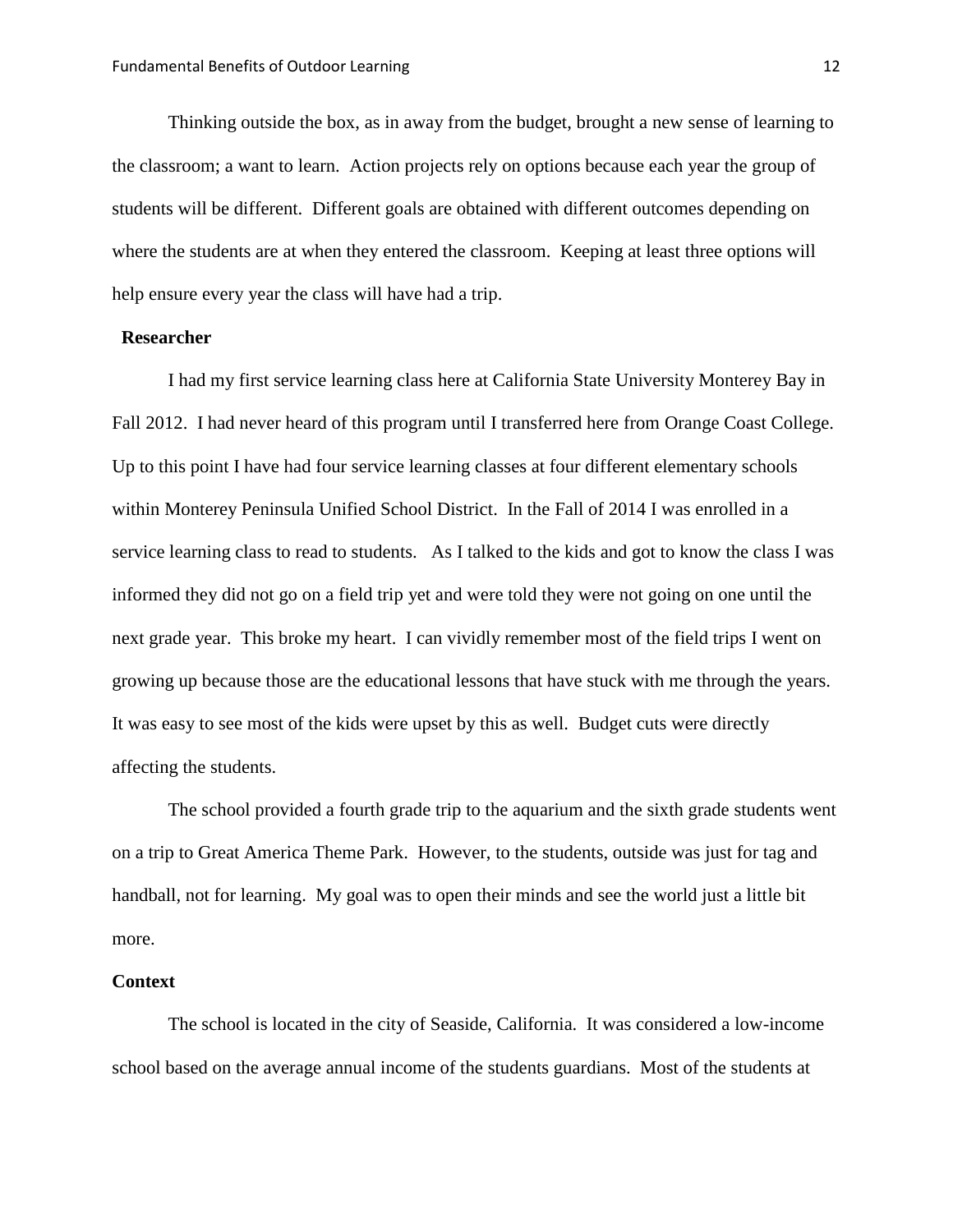Thinking outside the box, as in away from the budget, brought a new sense of learning to the classroom; a want to learn. Action projects rely on options because each year the group of students will be different. Different goals are obtained with different outcomes depending on where the students are at when they entered the classroom. Keeping at least three options will help ensure every year the class will have had a trip.

**Researcher**

I had my first service learning class here at California State University Monterey Bay in Fall 2012. I had never heard of this program until I transferred here from Orange Coast College. Up to this point I have had four service learning classes at four different elementary schools within Monterey Peninsula Unified School District. In the Fall of 2014 I was enrolled in a service learning class to read to students. As I talked to the kids and got to know the class I was informed they did not go on a field trip yet and were told they were not going on one until the next grade year. This broke my heart. I can vividly remember most of the field trips I went on growing up because those are the educational lessons that have stuck with me through the years. It was easy to see most of the kids were upset by this as well. Budget cuts were directly affecting the students.

The school provided a fourth grade trip to the aquarium and the sixth grade students went on a trip to Great America Theme Park. However, to the students, outside was just for tag and handball, not for learning. My goal was to open their minds and see the world just a little bit more.

**Context**

The school is located in the city of Seaside, California. It was considered a low-income school based on the average annual income of the students guardians. Most of the students at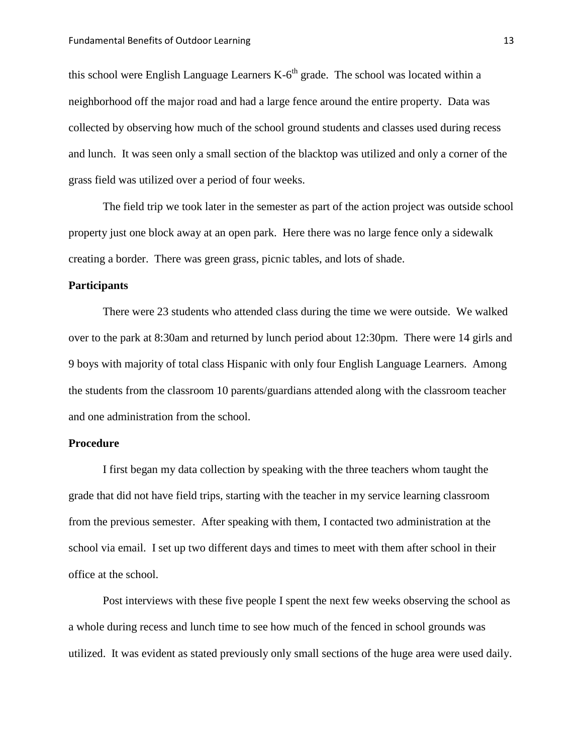this school were English Language Learners K-6th grade. The school was located within a neighborhood off the major road and had a large fence around the entire property. Data was collected by observing how much of the school ground students and classes used during recess and lunch. It was seen only a small section of the blacktop was utilized and only a corner of the grass field was utilized over a period of four weeks.

The field trip we took later in the semester as part of the action project was outside school property just one block away at an open park. Here there was no large fence only a sidewalk creating a border. There was green grass, picnic tables, and lots of shade.

**Participants**

There were 23 students who attended class during the time we were outside. We walked over to the park at 8:30am and returned by lunch period about 12:30pm. There were 14 girls and 9 boys with majority of total class Hispanic with only four English Language Learners. Among the students from the classroom 10 parents/guardians attended along with the classroom teacher and one administration from the school.

**Procedure**

I first began my data collection by speaking with the three teachers whom taught the grade that did not have field trips, starting with the teacher in my service learning classroom from the previous semester. After speaking with them, I contacted two administration at the school via email. I set up two different days and times to meet with them after school in their office at the school.

Post interviews with these five people I spent the next few weeks observing the school as a whole during recess and lunch time to see how much of the fenced in school grounds was utilized. It was evident as stated previously only small sections of the huge area were used daily.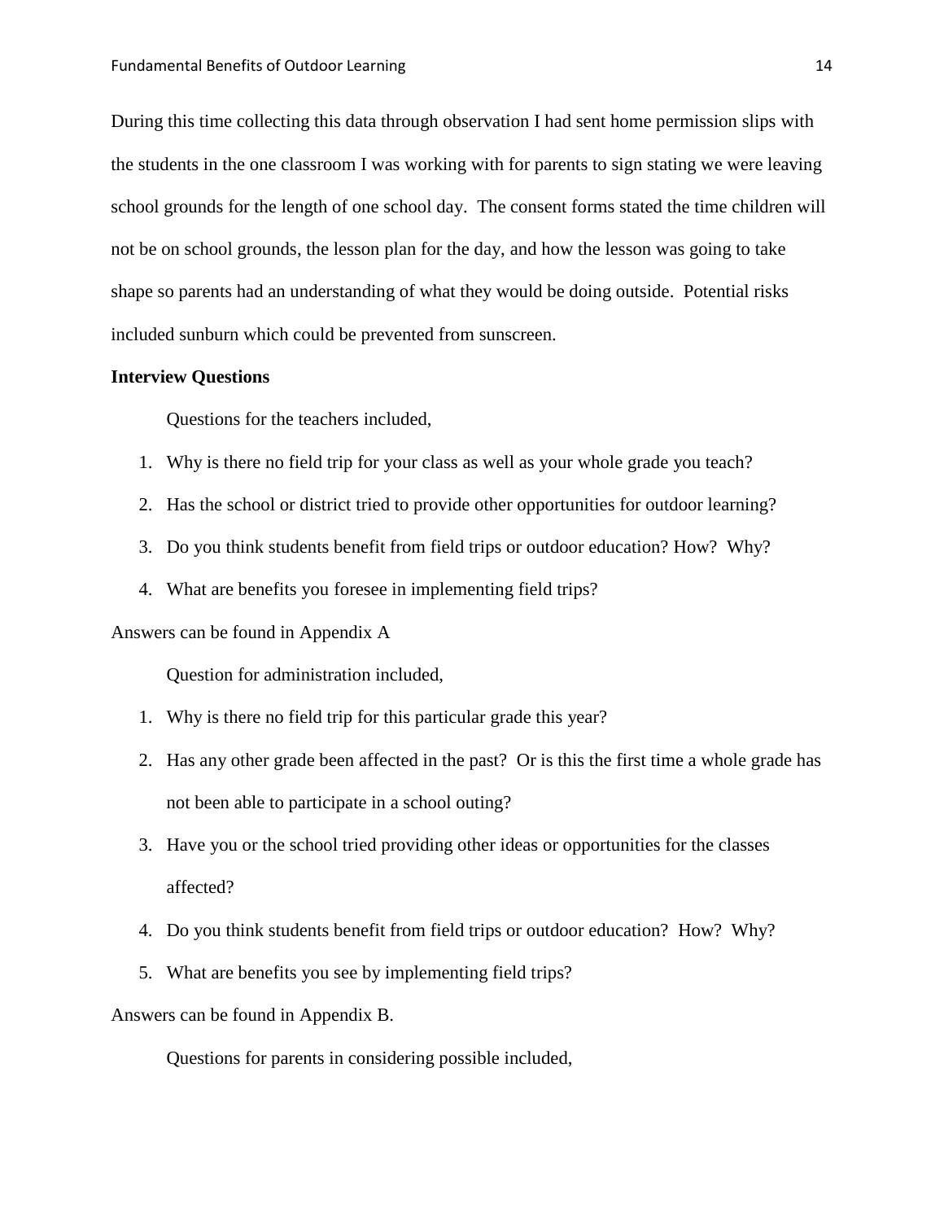During this time collecting this data through observation I had sent home permission slips with the students in the one classroom I was working with for parents to sign stating we were leaving school grounds for the length of one school day. The consent forms stated the time children will not be on school grounds, the lesson plan for the day, and how the lesson was going to take shape so parents had an understanding of what they would be doing outside. Potential risks included sunburn which could be prevented from sunscreen.

**Interview Questions**

Questions for the teachers included,

1. Why is there no field trip for your class as well as your whole grade you teach?
2. Has the school or district tried to provide other opportunities for outdoor learning?
3. Do you think students benefit from field trips or outdoor education? How? Why?
4. What are benefits you foresee in implementing field trips?

Answers can be found in Appendix A

Question for administration included,

1. Why is there no field trip for this particular grade this year?
2. Has any other grade been affected in the past? Or is this the first time a whole grade has not been able to participate in a school outing?
3. Have you or the school tried providing other ideas or opportunities for the classes affected?
4. Do you think students benefit from field trips or outdoor education? How? Why?
5. What are benefits you see by implementing field trips?

Answers can be found in Appendix B.

Questions for parents in considering possible included,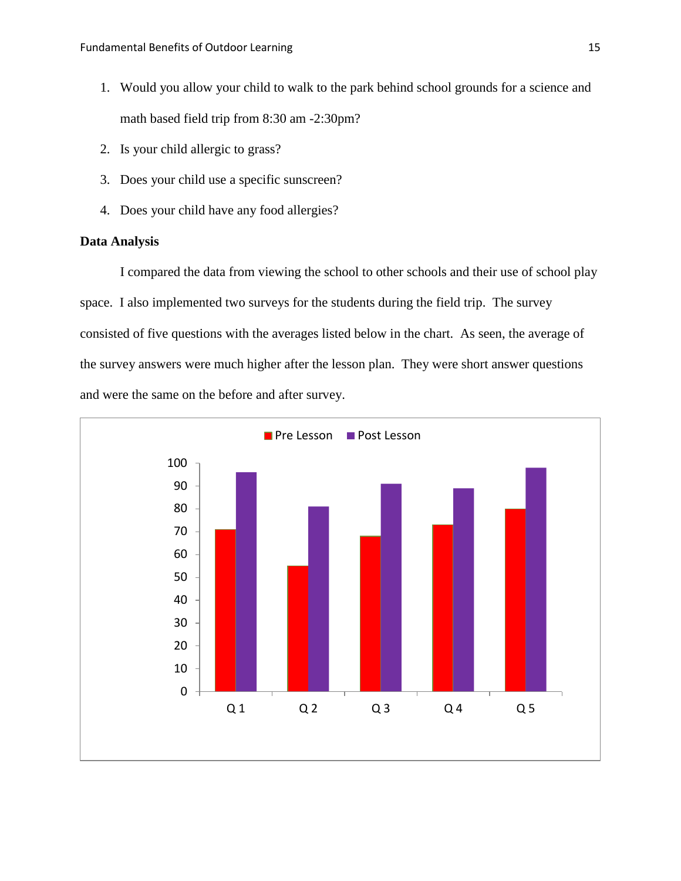1. Would you allow your child to walk to the park behind school grounds for a science and math based field trip from 8:30 am -2:30pm?
2. Is your child allergic to grass?
3. Does your child use a specific sunscreen?
4. Does your child have any food allergies?

**Data Analysis**

I compared the data from viewing the school to other schools and their use of school play space. I also implemented two surveys for the students during the field trip. The survey consisted of five questions with the averages listed below in the chart. As seen, the average of the survey answers were much higher after the lesson plan. They were short answer questions and were the same on the before and after survey.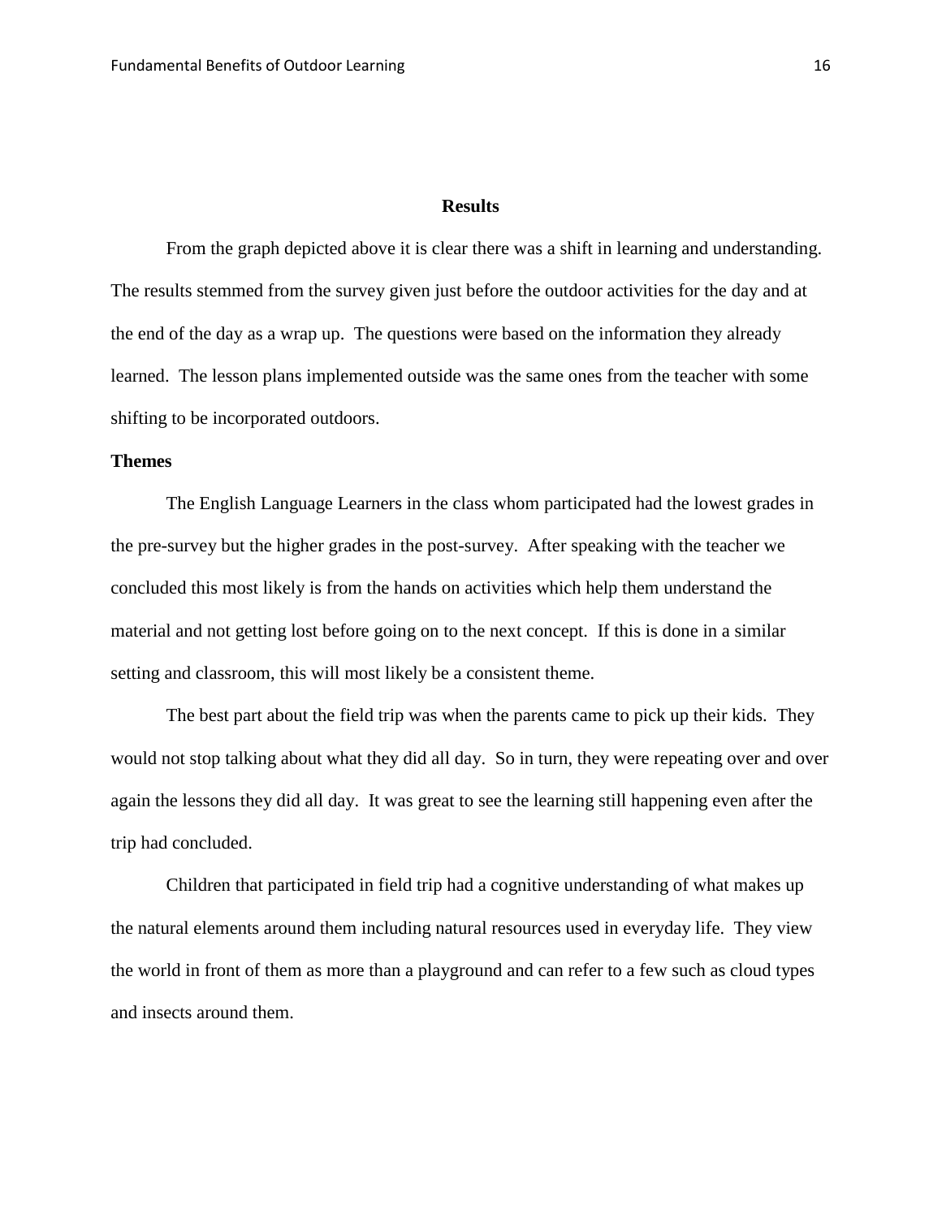## Results

From the graph depicted above it is clear there was a shift in learning and understanding. The results stemmed from the survey given just before the outdoor activities for the day and at the end of the day as a wrap up. The questions were based on the information they already learned. The lesson plans implemented outside was the same ones from the teacher with some shifting to be incorporated outdoors.

### Themes

The English Language Learners in the class whom participated had the lowest grades in the pre-survey but the higher grades in the post-survey. After speaking with the teacher we concluded this most likely is from the hands on activities which help them understand the material and not getting lost before going on to the next concept. If this is done in a similar setting and classroom, this will most likely be a consistent theme.

The best part about the field trip was when the parents came to pick up their kids. They would not stop talking about what they did all day. So in turn, they were repeating over and over again the lessons they did all day. It was great to see the learning still happening even after the trip had concluded.

Children that participated in field trip had a cognitive understanding of what makes up the natural elements around them including natural resources used in everyday life. They view the world in front of them as more than a playground and can refer to a few such as cloud types and insects around them.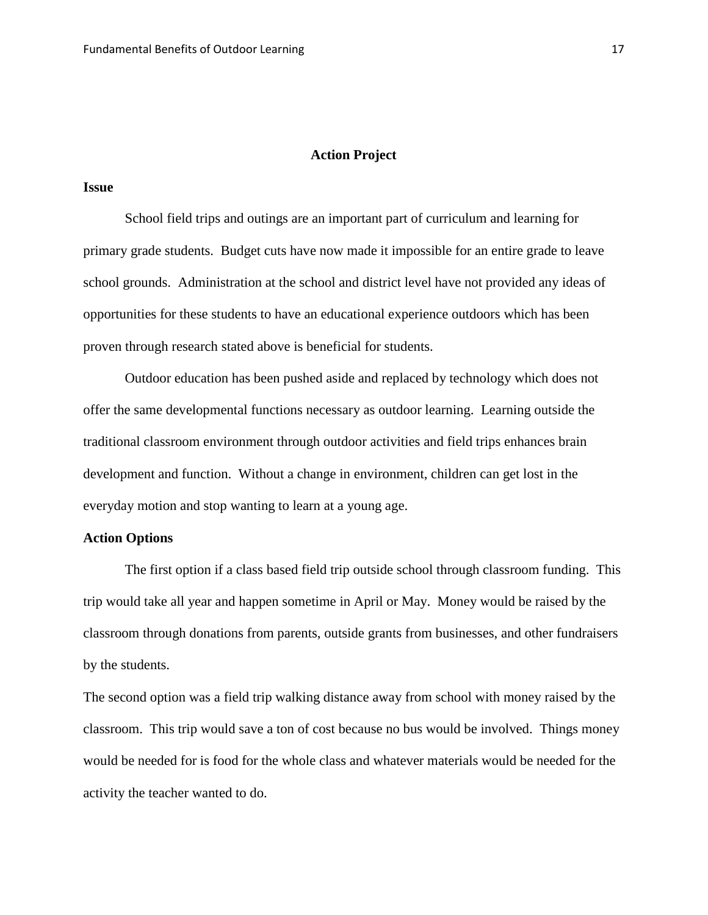## Action Project

### Issue

School field trips and outings are an important part of curriculum and learning for primary grade students. Budget cuts have now made it impossible for an entire grade to leave school grounds. Administration at the school and district level have not provided any ideas of opportunities for these students to have an educational experience outdoors which has been proven through research stated above is beneficial for students.

Outdoor education has been pushed aside and replaced by technology which does not offer the same developmental functions necessary as outdoor learning. Learning outside the traditional classroom environment through outdoor activities and field trips enhances brain development and function. Without a change in environment, children can get lost in the everyday motion and stop wanting to learn at a young age.

### Action Options

The first option if a class based field trip outside school through classroom funding. This trip would take all year and happen sometime in April or May. Money would be raised by the classroom through donations from parents, outside grants from businesses, and other fundraisers by the students.

The second option was a field trip walking distance away from school with money raised by the classroom. This trip would save a ton of cost because no bus would be involved. Things money would be needed for is food for the whole class and whatever materials would be needed for the activity the teacher wanted to do.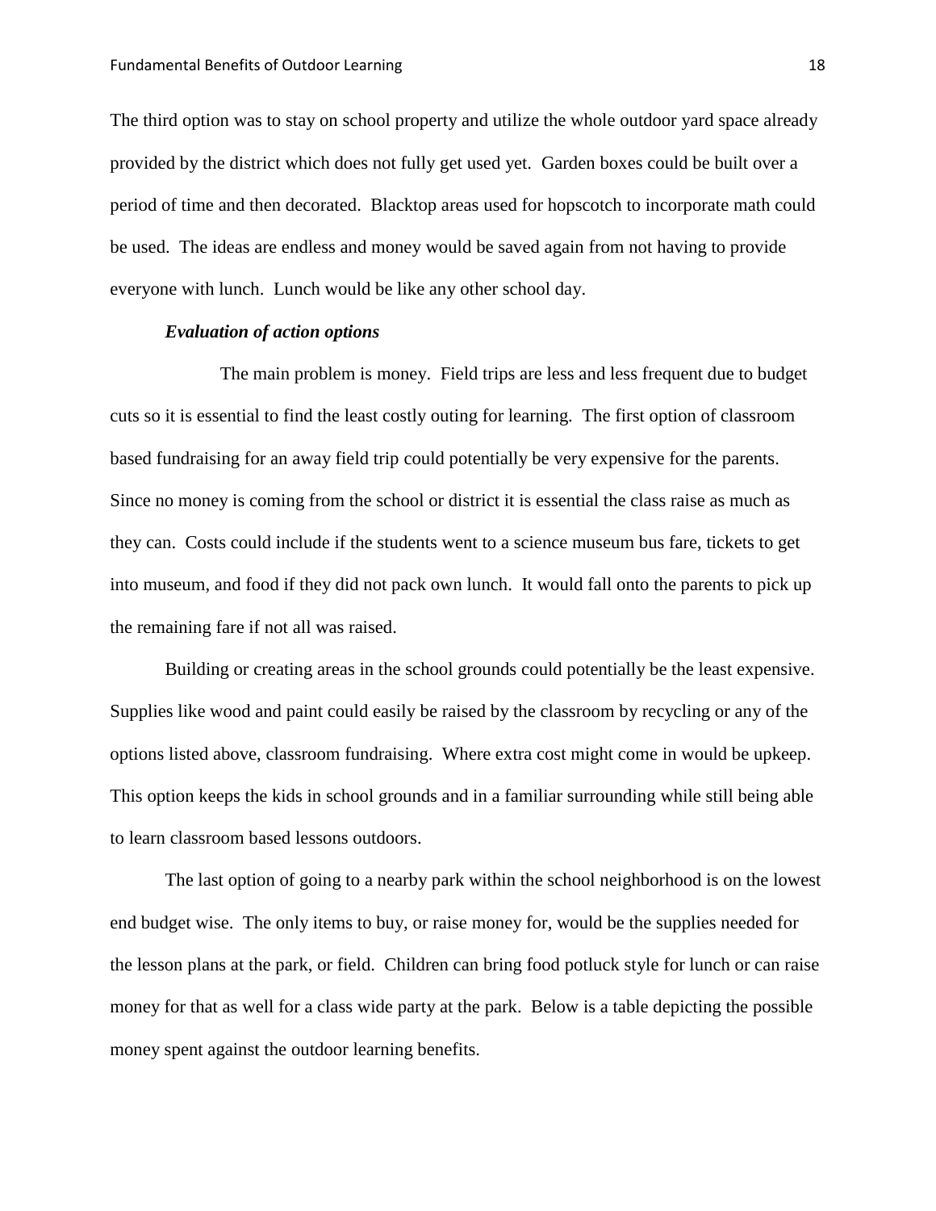The third option was to stay on school property and utilize the whole outdoor yard space already provided by the district which does not fully get used yet. Garden boxes could be built over a period of time and then decorated. Blacktop areas used for hopscotch to incorporate math could be used. The ideas are endless and money would be saved again from not having to provide everyone with lunch. Lunch would be like any other school day.

***Evaluation of action options***

The main problem is money. Field trips are less and less frequent due to budget cuts so it is essential to find the least costly outing for learning. The first option of classroom based fundraising for an away field trip could potentially be very expensive for the parents. Since no money is coming from the school or district it is essential the class raise as much as they can. Costs could include if the students went to a science museum bus fare, tickets to get into museum, and food if they did not pack own lunch. It would fall onto the parents to pick up the remaining fare if not all was raised.

Building or creating areas in the school grounds could potentially be the least expensive. Supplies like wood and paint could easily be raised by the classroom by recycling or any of the options listed above, classroom fundraising. Where extra cost might come in would be upkeep. This option keeps the kids in school grounds and in a familiar surrounding while still being able to learn classroom based lessons outdoors.

The last option of going to a nearby park within the school neighborhood is on the lowest end budget wise. The only items to buy, or raise money for, would be the supplies needed for the lesson plans at the park, or field. Children can bring food potluck style for lunch or can raise money for that as well for a class wide party at the park. Below is a table depicting the possible money spent against the outdoor learning benefits.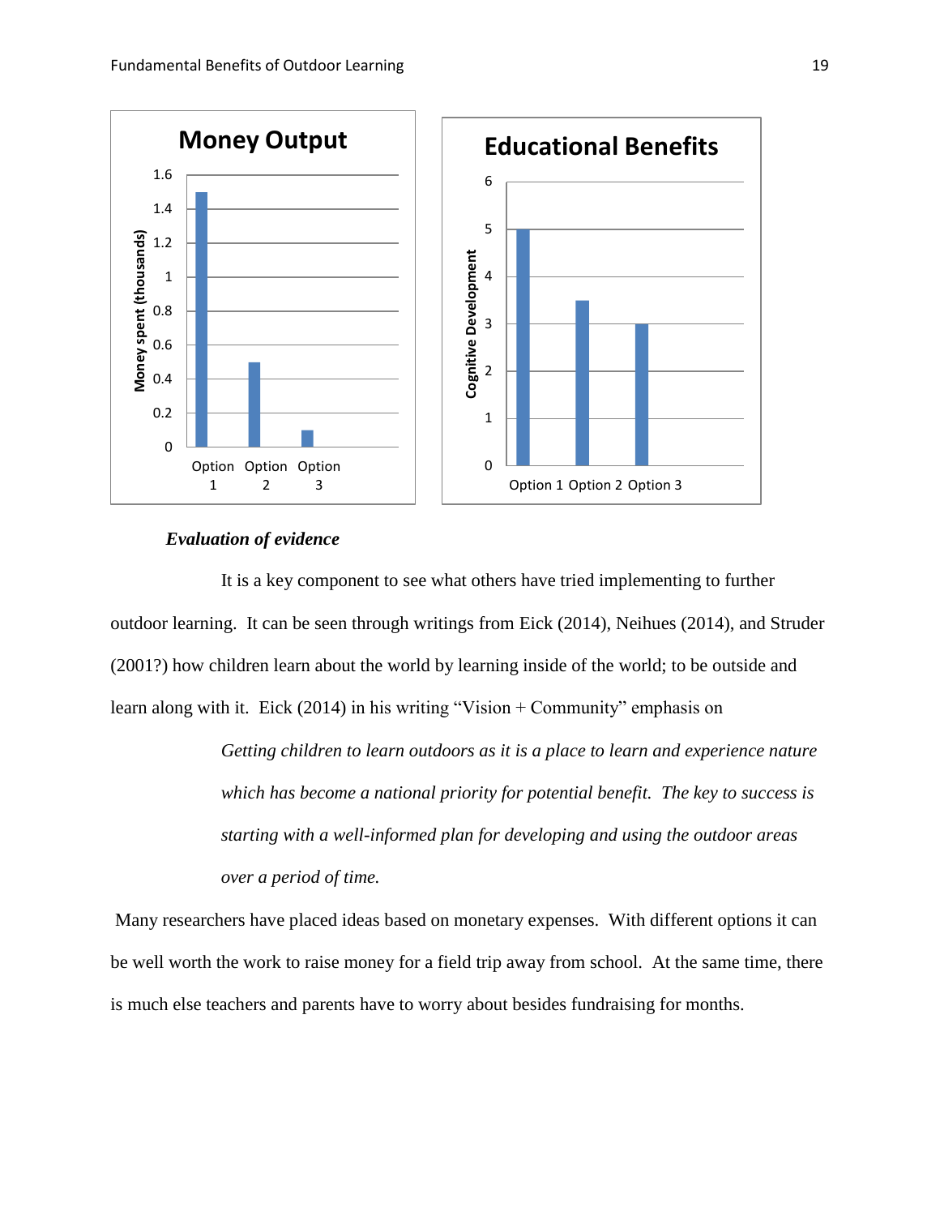***Evaluation of evidence***

It is a key component to see what others have tried implementing to further outdoor learning. It can be seen through writings from Eick (2014), Neihues (2014), and Struder (2001?) how children learn about the world by learning inside of the world; to be outside and learn along with it. Eick (2014) in his writing "Vision + Community" emphasis on

> *Getting children to learn outdoors as it is a place to learn and experience nature which has become a national priority for potential benefit. The key to success is starting with a well-informed plan for developing and using the outdoor areas over a period of time.*

Many researchers have placed ideas based on monetary expenses. With different options it can be well worth the work to raise money for a field trip away from school. At the same time, there is much else teachers and parents have to worry about besides fundraising for months.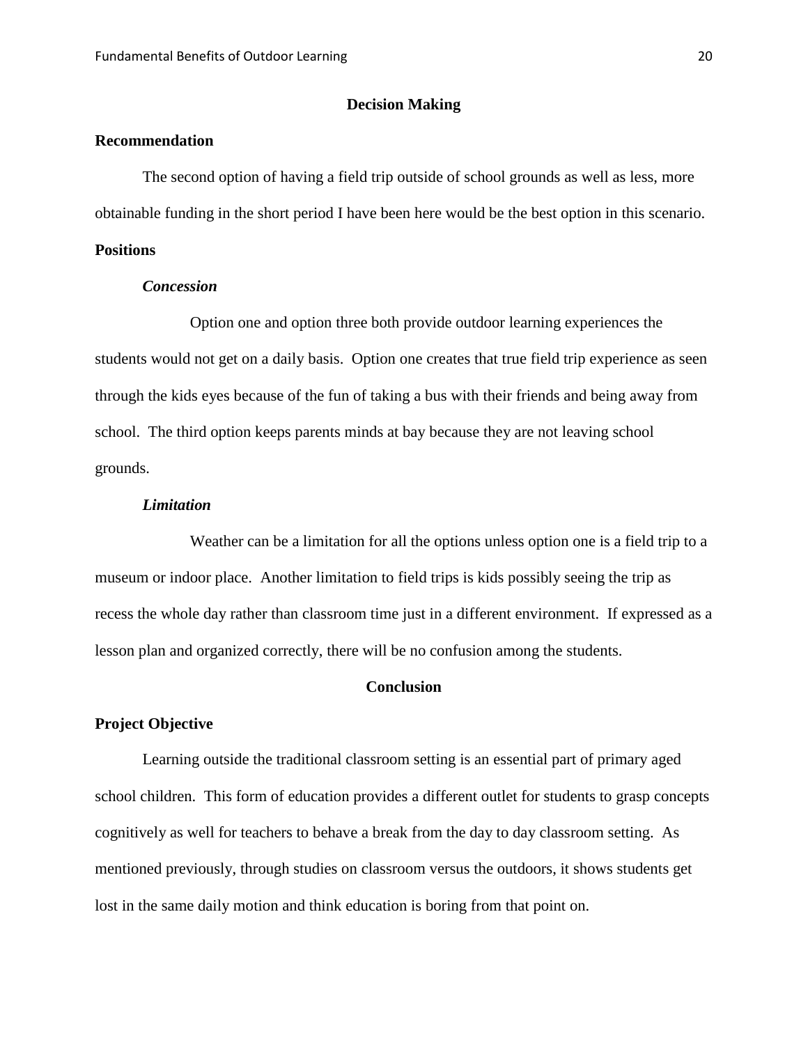## Decision Making

### Recommendation

The second option of having a field trip outside of school grounds as well as less, more obtainable funding in the short period I have been here would be the best option in this scenario.

### Positions

#### *Concession*

Option one and option three both provide outdoor learning experiences the students would not get on a daily basis. Option one creates that true field trip experience as seen through the kids eyes because of the fun of taking a bus with their friends and being away from school. The third option keeps parents minds at bay because they are not leaving school grounds.

#### *Limitation*

Weather can be a limitation for all the options unless option one is a field trip to a museum or indoor place. Another limitation to field trips is kids possibly seeing the trip as recess the whole day rather than classroom time just in a different environment. If expressed as a lesson plan and organized correctly, there will be no confusion among the students.

## Conclusion

### Project Objective

Learning outside the traditional classroom setting is an essential part of primary aged school children. This form of education provides a different outlet for students to grasp concepts cognitively as well for teachers to behave a break from the day to day classroom setting. As mentioned previously, through studies on classroom versus the outdoors, it shows students get lost in the same daily motion and think education is boring from that point on.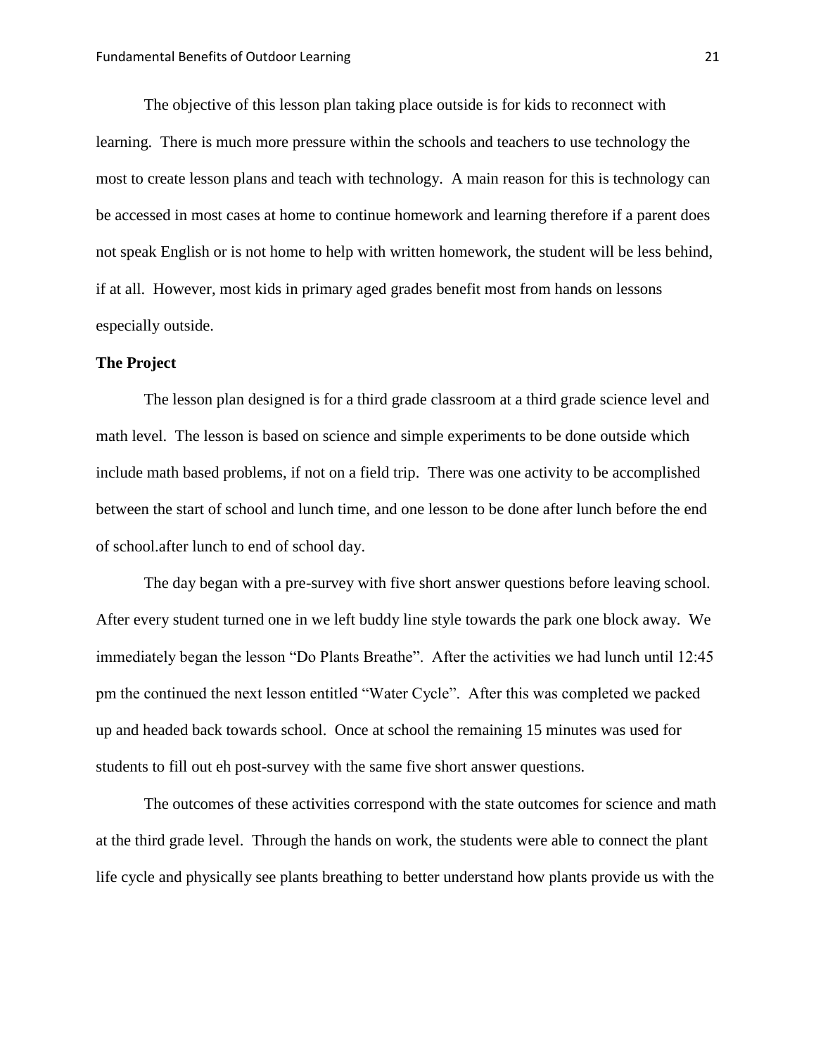The objective of this lesson plan taking place outside is for kids to reconnect with learning. There is much more pressure within the schools and teachers to use technology the most to create lesson plans and teach with technology. A main reason for this is technology can be accessed in most cases at home to continue homework and learning therefore if a parent does not speak English or is not home to help with written homework, the student will be less behind, if at all. However, most kids in primary aged grades benefit most from hands on lessons especially outside.

**The Project**

The lesson plan designed is for a third grade classroom at a third grade science level and math level. The lesson is based on science and simple experiments to be done outside which include math based problems, if not on a field trip. There was one activity to be accomplished between the start of school and lunch time, and one lesson to be done after lunch before the end of school.after lunch to end of school day.

The day began with a pre-survey with five short answer questions before leaving school. After every student turned one in we left buddy line style towards the park one block away. We immediately began the lesson "Do Plants Breathe". After the activities we had lunch until 12:45 pm the continued the next lesson entitled "Water Cycle". After this was completed we packed up and headed back towards school. Once at school the remaining 15 minutes was used for students to fill out eh post-survey with the same five short answer questions.

The outcomes of these activities correspond with the state outcomes for science and math at the third grade level. Through the hands on work, the students were able to connect the plant life cycle and physically see plants breathing to better understand how plants provide us with the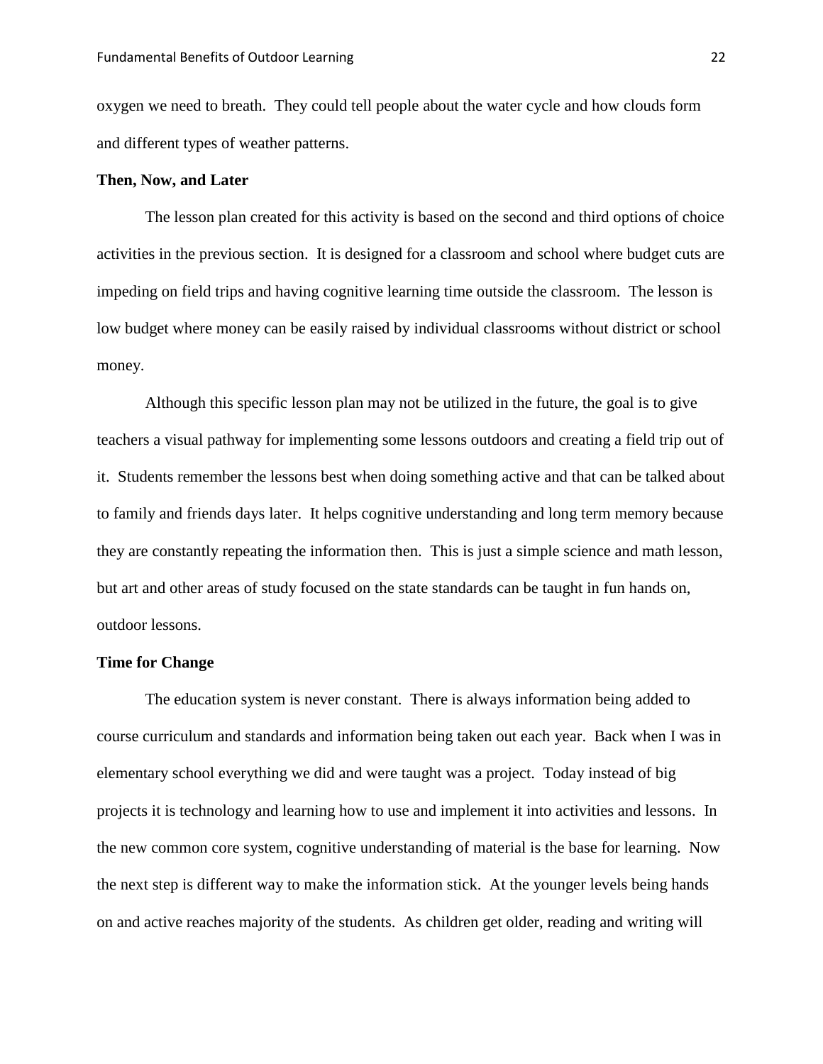oxygen we need to breath. They could tell people about the water cycle and how clouds form and different types of weather patterns.

**Then, Now, and Later**

The lesson plan created for this activity is based on the second and third options of choice activities in the previous section. It is designed for a classroom and school where budget cuts are impeding on field trips and having cognitive learning time outside the classroom. The lesson is low budget where money can be easily raised by individual classrooms without district or school money.

Although this specific lesson plan may not be utilized in the future, the goal is to give teachers a visual pathway for implementing some lessons outdoors and creating a field trip out of it. Students remember the lessons best when doing something active and that can be talked about to family and friends days later. It helps cognitive understanding and long term memory because they are constantly repeating the information then. This is just a simple science and math lesson, but art and other areas of study focused on the state standards can be taught in fun hands on, outdoor lessons.

**Time for Change**

The education system is never constant. There is always information being added to course curriculum and standards and information being taken out each year. Back when I was in elementary school everything we did and were taught was a project. Today instead of big projects it is technology and learning how to use and implement it into activities and lessons. In the new common core system, cognitive understanding of material is the base for learning. Now the next step is different way to make the information stick. At the younger levels being hands on and active reaches majority of the students. As children get older, reading and writing will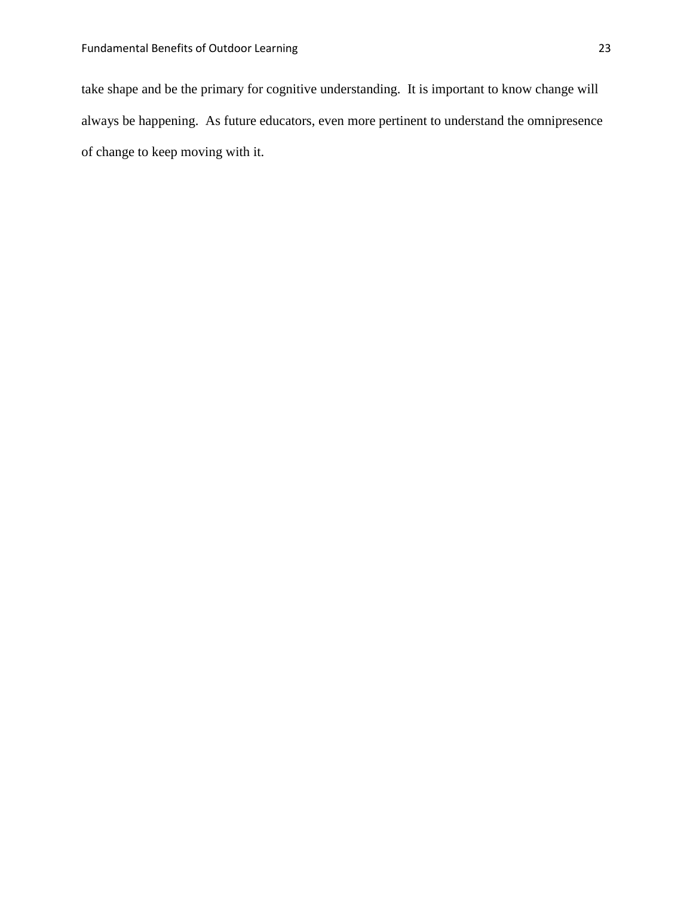take shape and be the primary for cognitive understanding. It is important to know change will always be happening. As future educators, even more pertinent to understand the omnipresence of change to keep moving with it.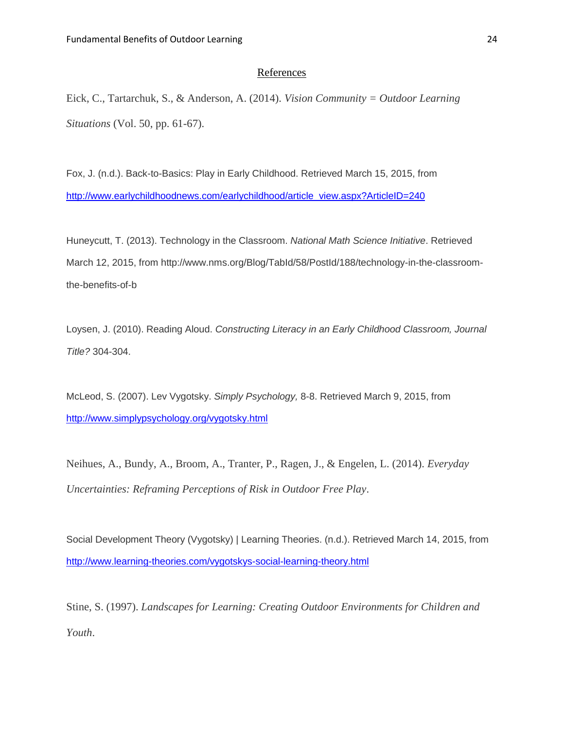# References

Eick, C., Tartarchuk, S., & Anderson, A. (2014). *Vision Community = Outdoor Learning Situations* (Vol. 50, pp. 61-67).

Fox, J. (n.d.). Back-to-Basics: Play in Early Childhood. Retrieved March 15, 2015, from http://www.earlychildhoodnews.com/earlychildhood/article_view.aspx?ArticleID=240

Huneycutt, T. (2013). Technology in the Classroom. *National Math Science Initiative*. Retrieved March 12, 2015, from http://www.nms.org/Blog/TabId/58/PostId/188/technology-in-the-classroom-the-benefits-of-b

Loysen, J. (2010). Reading Aloud. *Constructing Literacy in an Early Childhood Classroom, Journal Title?* 304-304.

McLeod, S. (2007). Lev Vygotsky. *Simply Psychology,* 8-8. Retrieved March 9, 2015, from http://www.simplypsychology.org/vygotsky.html

Neihues, A., Bundy, A., Broom, A., Tranter, P., Ragen, J., & Engelen, L. (2014). *Everyday Uncertainties: Reframing Perceptions of Risk in Outdoor Free Play*.

Social Development Theory (Vygotsky) | Learning Theories. (n.d.). Retrieved March 14, 2015, from http://www.learning-theories.com/vygotskys-social-learning-theory.html

Stine, S. (1997). *Landscapes for Learning: Creating Outdoor Environments for Children and Youth*.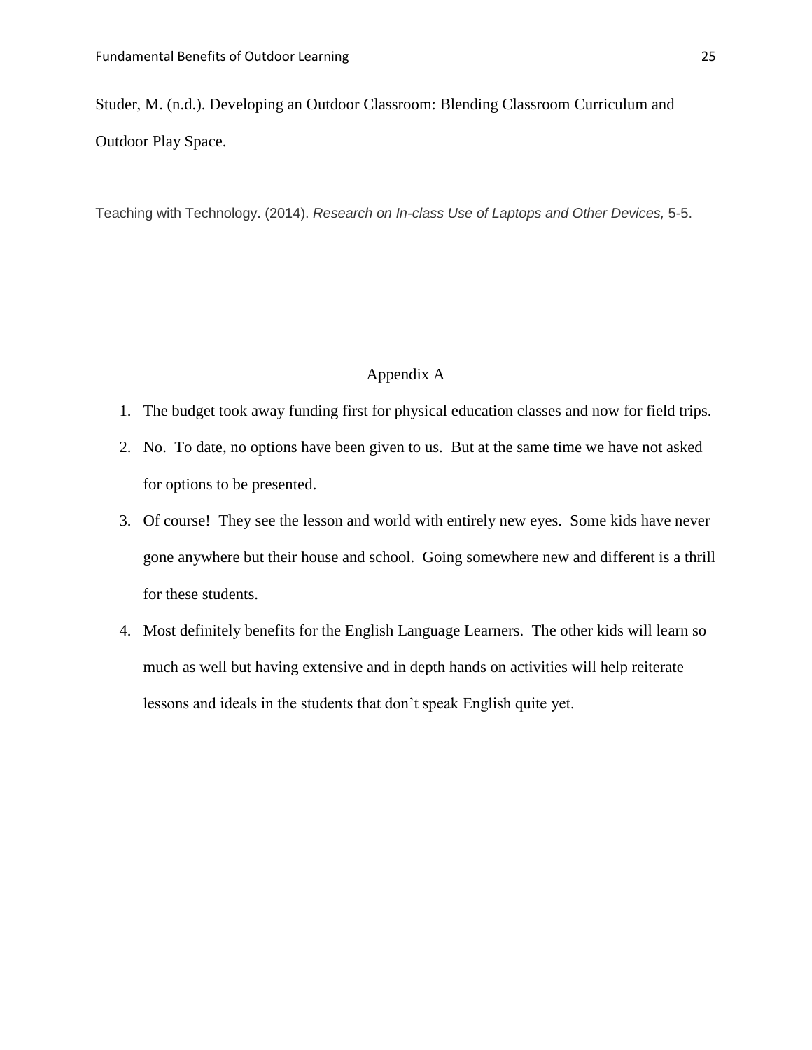Studer, M. (n.d.). Developing an Outdoor Classroom: Blending Classroom Curriculum and Outdoor Play Space.

Teaching with Technology. (2014). *Research on In-class Use of Laptops and Other Devices,* 5-5.

## Appendix A

1. The budget took away funding first for physical education classes and now for field trips.
2. No. To date, no options have been given to us. But at the same time we have not asked for options to be presented.
3. Of course! They see the lesson and world with entirely new eyes. Some kids have never gone anywhere but their house and school. Going somewhere new and different is a thrill for these students.
4. Most definitely benefits for the English Language Learners. The other kids will learn so much as well but having extensive and in depth hands on activities will help reiterate lessons and ideals in the students that don't speak English quite yet.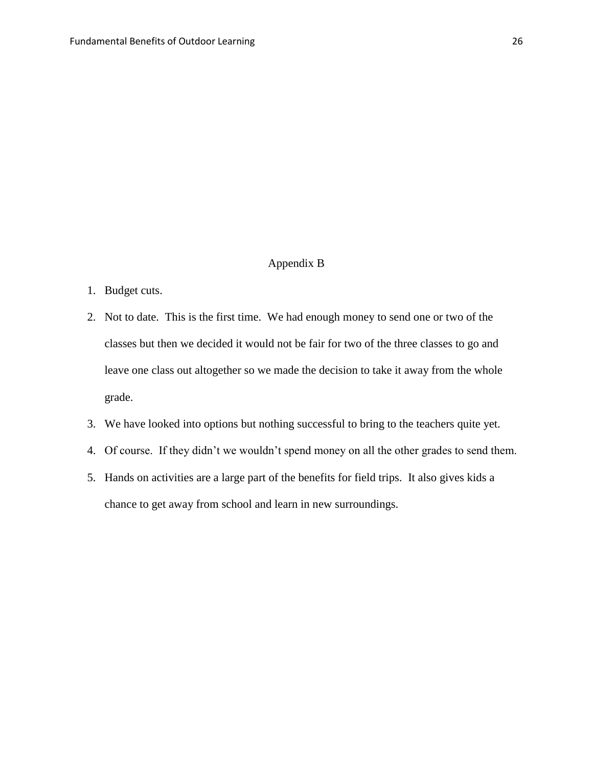# Appendix B

1. Budget cuts.
2. Not to date. This is the first time. We had enough money to send one or two of the classes but then we decided it would not be fair for two of the three classes to go and leave one class out altogether so we made the decision to take it away from the whole grade.
3. We have looked into options but nothing successful to bring to the teachers quite yet.
4. Of course. If they didn't we wouldn't spend money on all the other grades to send them.
5. Hands on activities are a large part of the benefits for field trips. It also gives kids a chance to get away from school and learn in new surroundings.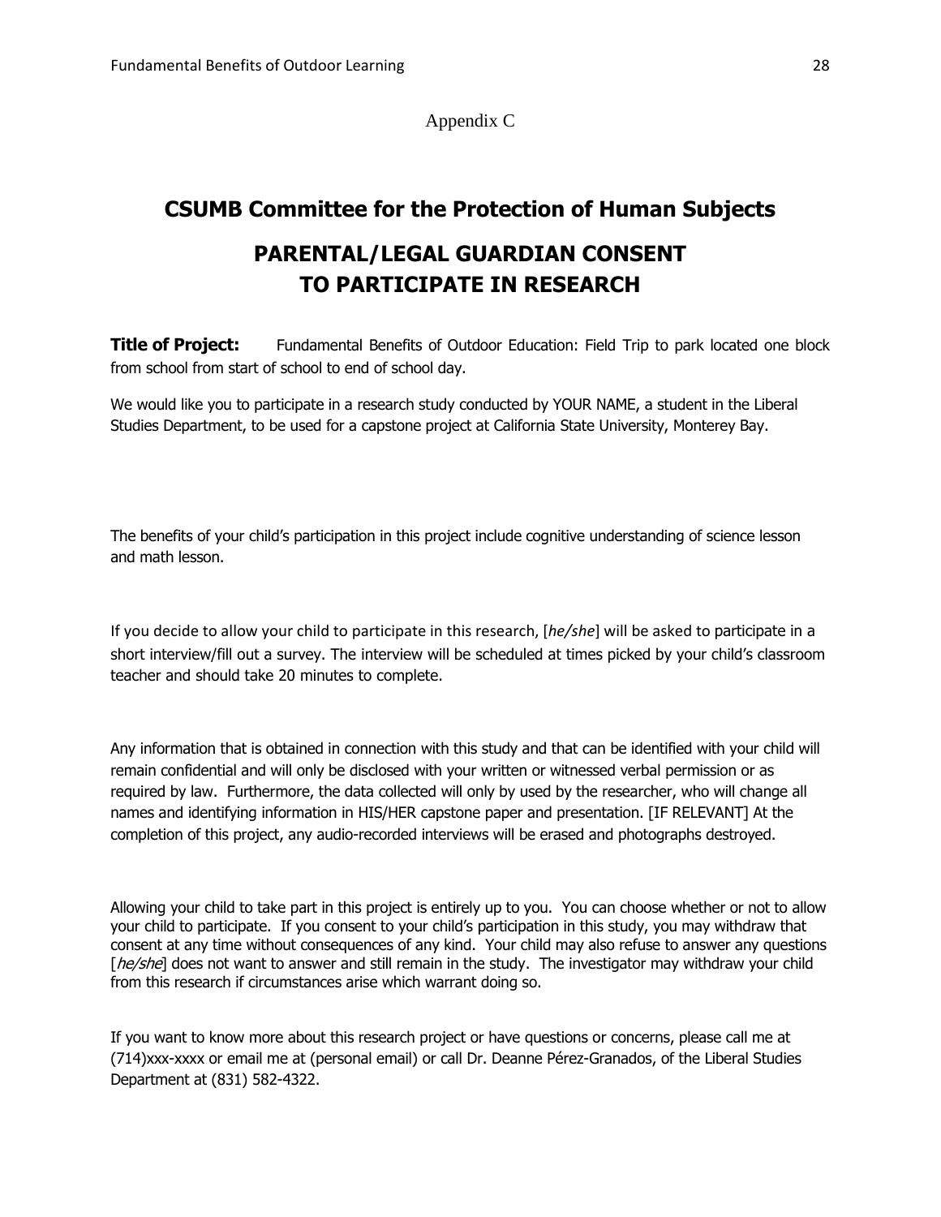Appendix C

# CSUMB Committee for the Protection of Human Subjects

## PARENTAL/LEGAL GUARDIAN CONSENT TO PARTICIPATE IN RESEARCH

**Title of Project:** Fundamental Benefits of Outdoor Education: Field Trip to park located one block from school from start of school to end of school day.

We would like you to participate in a research study conducted by YOUR NAME, a student in the Liberal Studies Department, to be used for a capstone project at California State University, Monterey Bay.

The benefits of your child's participation in this project include cognitive understanding of science lesson and math lesson.

If you decide to allow your child to participate in this research, [*he/she*] will be asked to participate in a short interview/fill out a survey. The interview will be scheduled at times picked by your child's classroom teacher and should take 20 minutes to complete.

Any information that is obtained in connection with this study and that can be identified with your child will remain confidential and will only be disclosed with your written or witnessed verbal permission or as required by law. Furthermore, the data collected will only by used by the researcher, who will change all names and identifying information in HIS/HER capstone paper and presentation. [IF RELEVANT] At the completion of this project, any audio-recorded interviews will be erased and photographs destroyed.

Allowing your child to take part in this project is entirely up to you. You can choose whether or not to allow your child to participate. If you consent to your child's participation in this study, you may withdraw that consent at any time without consequences of any kind. Your child may also refuse to answer any questions [*he/she*] does not want to answer and still remain in the study. The investigator may withdraw your child from this research if circumstances arise which warrant doing so.

If you want to know more about this research project or have questions or concerns, please call me at (714)xxx-xxxx or email me at (personal email) or call Dr. Deanne Pérez-Granados, of the Liberal Studies Department at (831) 582-4322.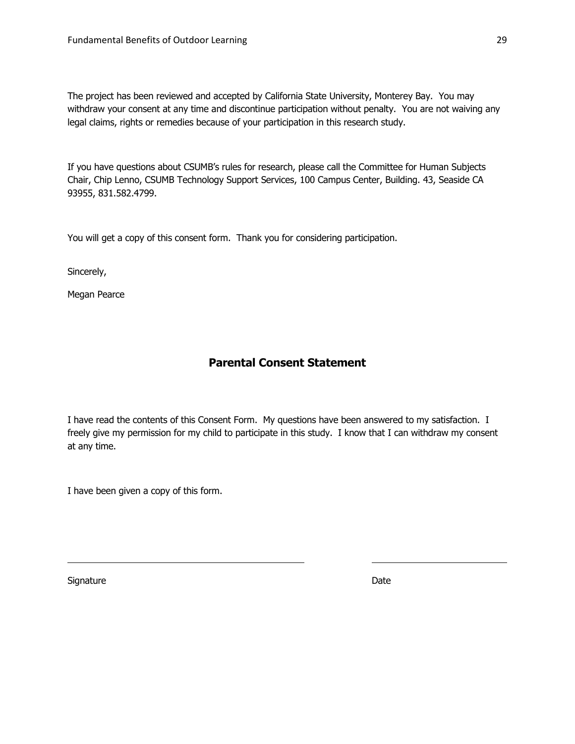The project has been reviewed and accepted by California State University, Monterey Bay. You may withdraw your consent at any time and discontinue participation without penalty. You are not waiving any legal claims, rights or remedies because of your participation in this research study.

If you have questions about CSUMB's rules for research, please call the Committee for Human Subjects Chair, Chip Lenno, CSUMB Technology Support Services, 100 Campus Center, Building. 43, Seaside CA 93955, 831.582.4799.

You will get a copy of this consent form. Thank you for considering participation.

Sincerely,

Megan Pearce

## Parental Consent Statement

I have read the contents of this Consent Form. My questions have been answered to my satisfaction. I freely give my permission for my child to participate in this study. I know that I can withdraw my consent at any time.

I have been given a copy of this form.

\_\_\_\_\_\_\_\_\_\_\_\_\_\_\_\_\_\_\_\_\_\_\_\_\_\_\_\_\_\_\_\_\_\_\_\_\_\_\_\_ \_\_\_\_\_\_\_\_\_\_\_\_\_\_\_\_\_\_\_\_\_\_\_\_

Signature Date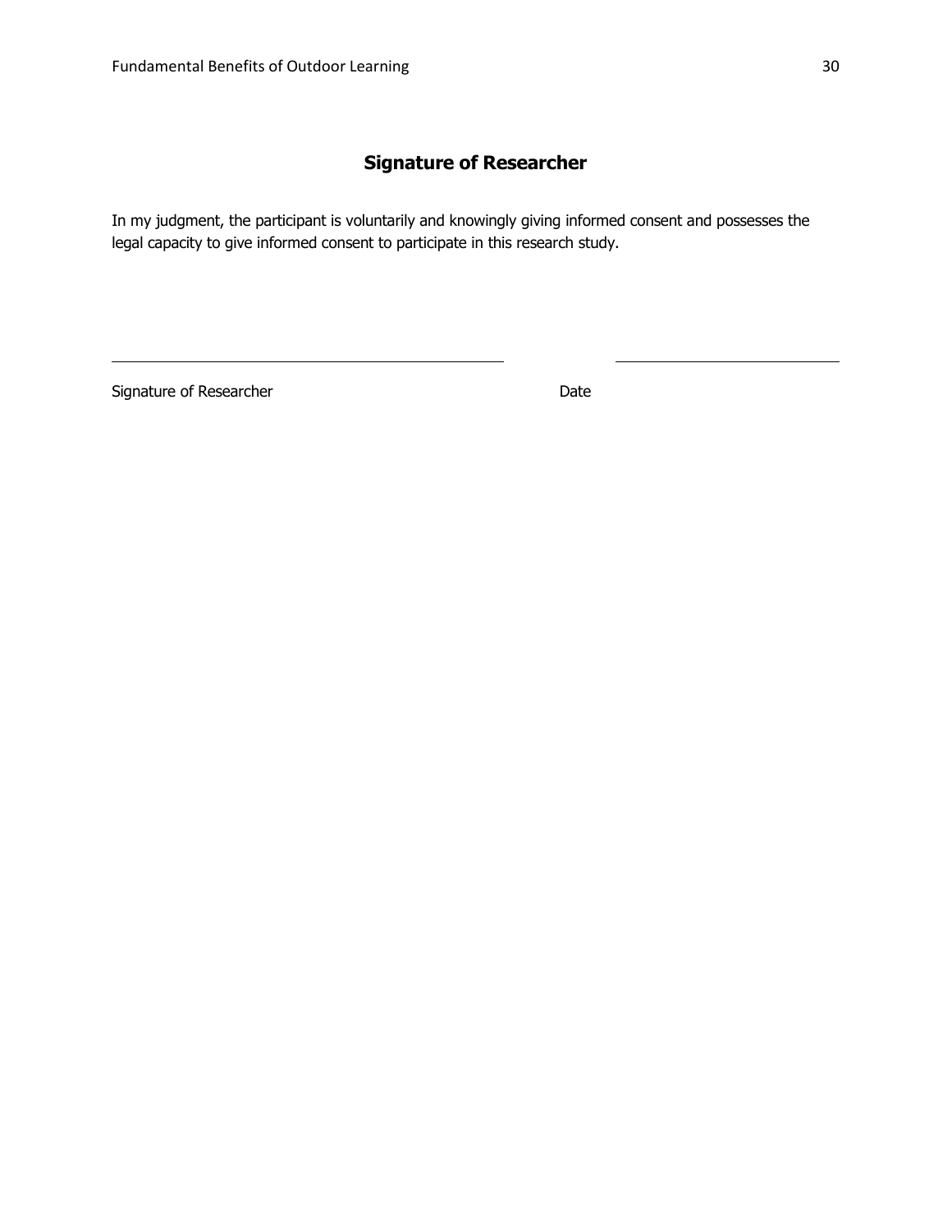## Signature of Researcher

In my judgment, the participant is voluntarily and knowingly giving informed consent and possesses the legal capacity to give informed consent to participate in this research study.

_______________________________________________ ___________________________

Signature of Researcher Date